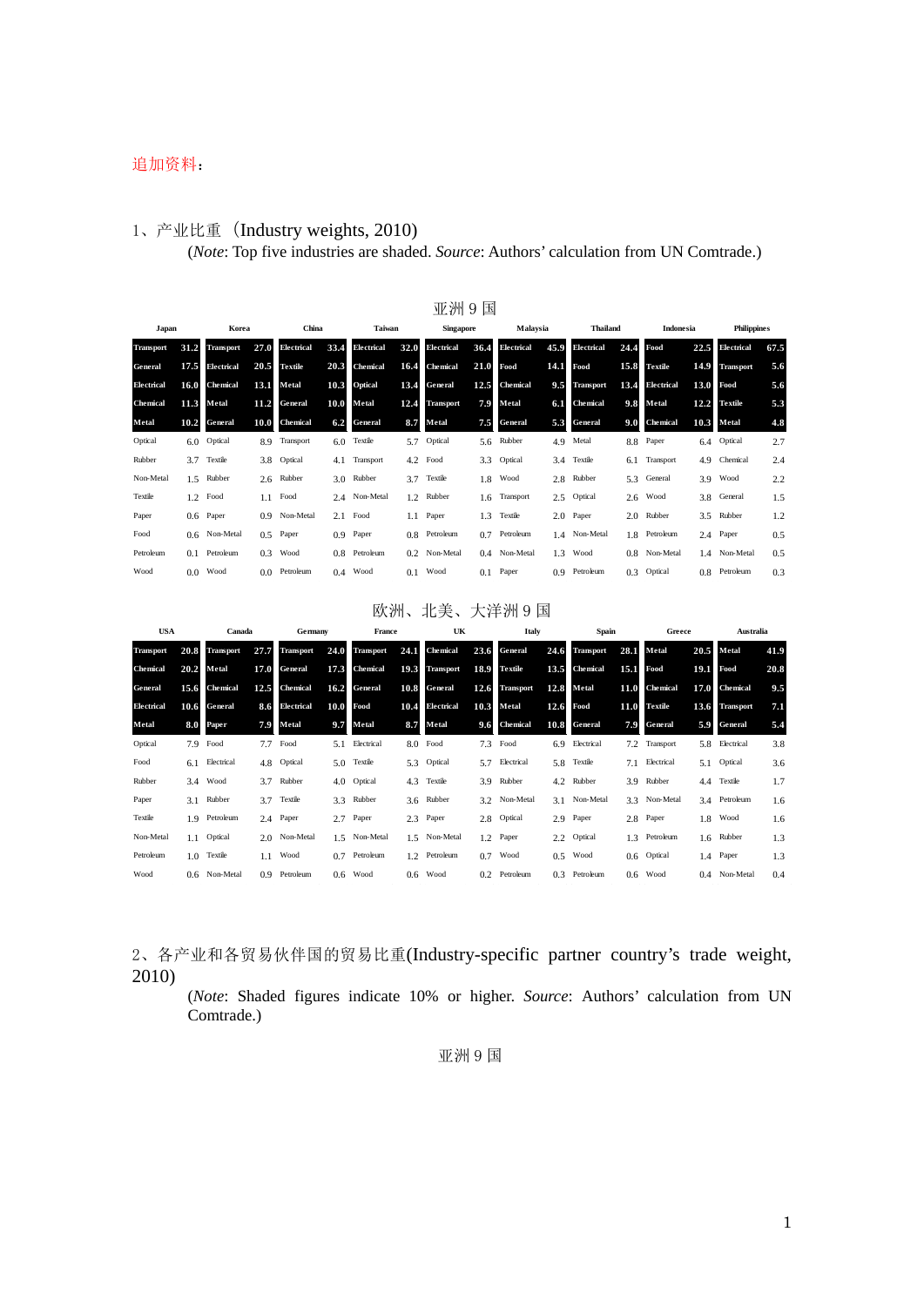追加资料：

1、产业比重（Industry weights, 2010）

(*Note*: Top five industries are shaded. *Source*: Authors' calculation from UN Comtrade.)

亚洲 9 国

| Japan | | Korea | | China | | Taiwan | | Singapore | | Malaysia | | Thailand | | Indonesia | | Philippines | |
|---|---|---|---|---|---|---|---|---|---|---|---|---|---|---|---|---|---|
| **Transport** | **31.2** | **Transport** | **27.0** | **Electrical** | **33.4** | **Electrical** | **32.0** | **Electrical** | **36.4** | **Electrical** | **45.9** | **Electrical** | **24.4** | **Food** | **22.5** | **Electrical** | **67.5** |
| **General** | **17.5** | **Electrical** | **20.5** | **Textile** | **20.3** | **Chemical** | **16.4** | **Chemical** | **21.0** | **Food** | **14.1** | **Food** | **15.8** | **Textile** | **14.9** | **Transport** | **5.6** |
| **Electrical** | **16.0** | **Chemical** | **13.1** | **Metal** | **10.3** | **Optical** | **13.4** | **General** | **12.5** | **Chemical** | **9.5** | **Transport** | **13.4** | **Electrical** | **13.0** | **Food** | **5.6** |
| **Chemical** | **11.3** | **Metal** | **11.2** | **General** | **10.0** | **Metal** | **12.4** | **Transport** | **7.9** | **Metal** | **6.1** | **Chemical** | **9.8** | **Metal** | **12.2** | **Textile** | **5.3** |
| **Metal** | **10.2** | **General** | **10.0** | **Chemical** | **6.2** | **General** | **8.7** | **Metal** | **7.5** | **General** | **5.3** | **General** | **9.0** | **Chemical** | **10.3** | **Metal** | **4.8** |
| Optical | 6.0 | Optical | 8.9 | Transport | 6.0 | Textile | 5.7 | Optical | 5.6 | Rubber | 4.9 | Metal | 8.8 | Paper | 6.4 | Optical | 2.7 |
| Rubber | 3.7 | Textile | 3.8 | Optical | 4.1 | Transport | 4.2 | Food | 3.3 | Optical | 3.4 | Textile | 6.1 | Transport | 4.9 | Chemical | 2.4 |
| Non-Metal | 1.5 | Rubber | 2.6 | Rubber | 3.0 | Rubber | 3.7 | Textile | 1.8 | Wood | 2.8 | Rubber | 5.3 | General | 3.9 | Wood | 2.2 |
| Textile | 1.2 | Food | 1.1 | Food | 2.4 | Non-Metal | 1.2 | Rubber | 1.6 | Transport | 2.5 | Optical | 2.6 | Wood | 3.8 | General | 1.5 |
| Paper | 0.6 | Paper | 0.9 | Non-Metal | 2.1 | Food | 1.1 | Paper | 1.3 | Textile | 2.0 | Paper | 2.0 | Rubber | 3.5 | Rubber | 1.2 |
| Food | 0.6 | Non-Metal | 0.5 | Paper | 0.9 | Paper | 0.8 | Petroleum | 0.7 | Petroleum | 1.4 | Non-Metal | 1.8 | Petroleum | 2.4 | Paper | 0.5 |
| Petroleum | 0.1 | Petroleum | 0.3 | Wood | 0.8 | Petroleum | 0.2 | Non-Metal | 0.4 | Non-Metal | 1.3 | Wood | 0.8 | Non-Metal | 1.4 | Non-Metal | 0.5 |
| Wood | 0.0 | Wood | 0.0 | Petroleum | 0.4 | Wood | 0.1 | Wood | 0.1 | Paper | 0.9 | Petroleum | 0.3 | Optical | 0.8 | Petroleum | 0.3 |

欧洲、北美、大洋洲 9 国

| USA | | Canada | | Germany | | France | | UK | | Italy | | Spain | | Greece | | Australia | |
|---|---|---|---|---|---|---|---|---|---|---|---|---|---|---|---|---|---|
| **Transport** | **20.8** | **Transport** | **27.7** | **Transport** | **24.0** | **Transport** | **24.1** | **Chemical** | **23.6** | **General** | **24.6** | **Transport** | **28.1** | **Metal** | **20.5** | **Metal** | **41.9** |
| **Chemical** | **20.2** | **Metal** | **17.0** | **General** | **17.3** | **Chemical** | **19.3** | **Transport** | **18.9** | **Textile** | **13.5** | **Chemical** | **15.1** | **Food** | **19.1** | **Food** | **20.8** |
| **General** | **15.6** | **Chemical** | **12.5** | **Chemical** | **16.2** | **General** | **10.8** | **General** | **12.6** | **Transport** | **12.8** | **Metal** | **11.0** | **Chemical** | **17.0** | **Chemical** | **9.5** |
| **Electrical** | **10.6** | **General** | **8.6** | **Electrical** | **10.0** | **Food** | **10.4** | **Electrical** | **10.3** | **Metal** | **12.6** | **Food** | **11.0** | **Textile** | **13.6** | **Transport** | **7.1** |
| **Metal** | **8.0** | **Paper** | **7.9** | **Metal** | **9.7** | **Metal** | **8.7** | **Metal** | **9.6** | **Chemical** | **10.8** | **General** | **7.9** | **General** | **5.9** | **General** | **5.4** |
| Optical | 7.9 | Food | 7.7 | Food | 5.1 | Electrical | 8.0 | Food | 7.3 | Food | 6.9 | Electrical | 7.2 | Transport | 5.8 | Electrical | 3.8 |
| Food | 6.1 | Electrical | 4.8 | Optical | 5.0 | Textile | 5.3 | Optical | 5.7 | Electrical | 5.8 | Textile | 7.1 | Electrical | 5.1 | Optical | 3.6 |
| Rubber | 3.4 | Wood | 3.7 | Rubber | 4.0 | Optical | 4.3 | Textile | 3.9 | Rubber | 4.2 | Rubber | 3.9 | Rubber | 4.4 | Textile | 1.7 |
| Paper | 3.1 | Rubber | 3.7 | Textile | 3.3 | Rubber | 3.6 | Rubber | 3.2 | Non-Metal | 3.1 | Non-Metal | 3.3 | Non-Metal | 3.4 | Petroleum | 1.6 |
| Textile | 1.9 | Petroleum | 2.4 | Paper | 2.7 | Paper | 2.3 | Paper | 2.8 | Optical | 2.9 | Paper | 2.8 | Paper | 1.8 | Wood | 1.6 |
| Non-Metal | 1.1 | Optical | 2.0 | Non-Metal | 1.5 | Non-Metal | 1.5 | Non-Metal | 1.2 | Paper | 2.2 | Optical | 1.3 | Petroleum | 1.6 | Rubber | 1.3 |
| Petroleum | 1.0 | Textile | 1.1 | Wood | 0.7 | Petroleum | 1.2 | Petroleum | 0.7 | Wood | 0.5 | Wood | 0.6 | Optical | 1.4 | Paper | 1.3 |
| Wood | 0.6 | Non-Metal | 0.9 | Petroleum | 0.6 | Wood | 0.6 | Wood | 0.2 | Petroleum | 0.3 | Petroleum | 0.6 | Wood | 0.4 | Non-Metal | 0.4 |

2、各产业和各贸易伙伴国的贸易比重(Industry-specific partner country's trade weight, 2010)

(*Note*: Shaded figures indicate 10% or higher. *Source*: Authors' calculation from UN Comtrade.)

亚洲 9 国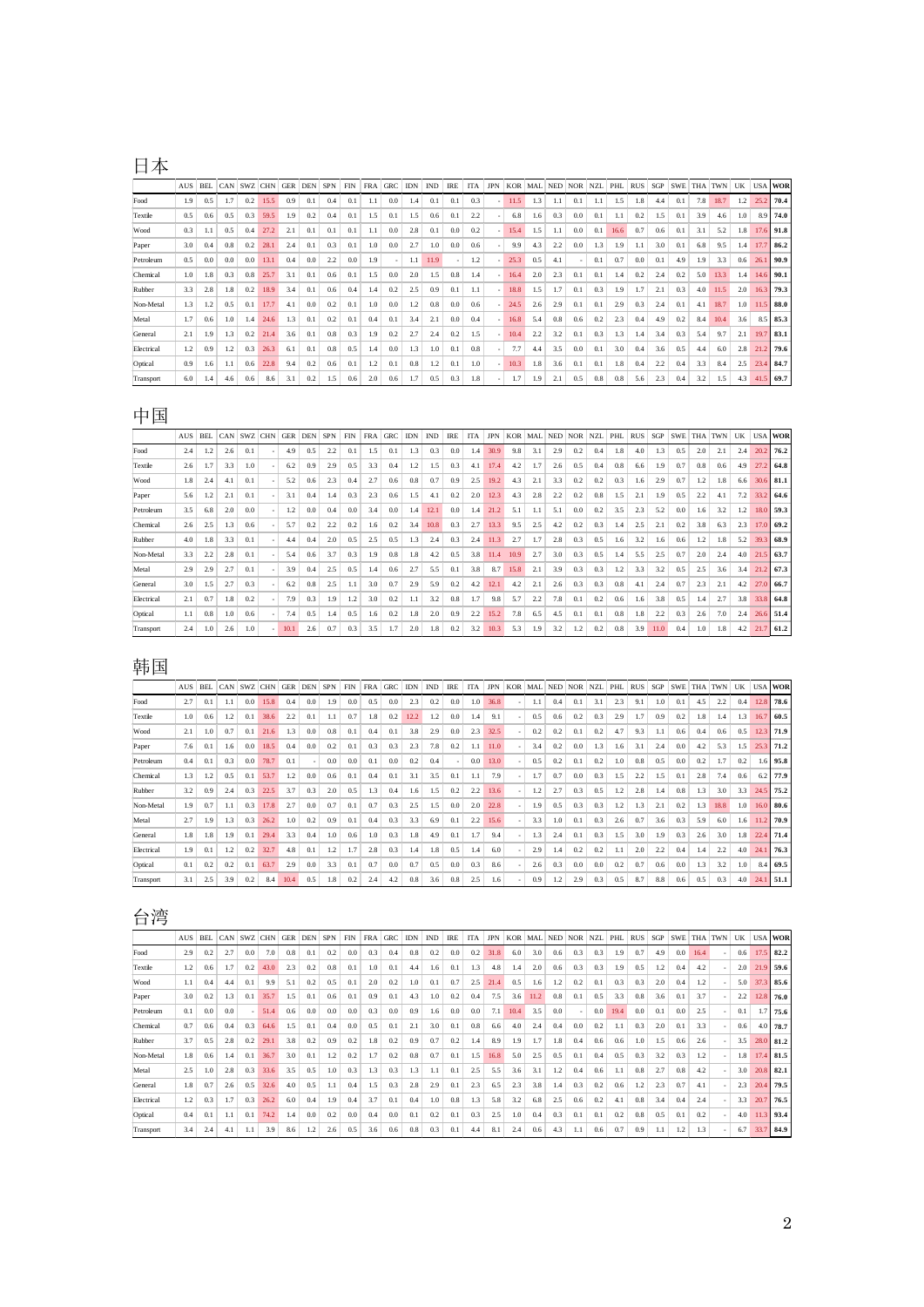## 日本

| | AUS | BEL | CAN | SWZ | CHN | GER | DEN | SPN | FIN | FRA | GRC | IDN | IND | IRE | ITA | JPN | KOR | MAL | NED | NOR | NZL | PHL | RUS | SGP | SWE | THA | TWN | UK | USA | WOR |
|---|---|---|---|---|---|---|---|---|---|---|---|---|---|---|---|---|---|---|---|---|---|---|---|---|---|---|---|---|---|---|
| Food | 1.9 | 0.5 | 1.7 | 0.2 | 15.5 | 0.9 | 0.1 | 0.4 | 0.1 | 1.1 | 0.0 | 1.4 | 0.1 | 0.1 | 0.3 | - | 11.5 | 1.3 | 1.1 | 0.1 | 1.1 | 1.5 | 1.8 | 4.4 | 0.1 | 7.8 | 18.7 | 1.2 | 25.2 | **70.4** |
| Textile | 0.5 | 0.6 | 0.5 | 0.3 | 59.5 | 1.9 | 0.2 | 0.4 | 0.1 | 1.5 | 0.1 | 1.5 | 0.6 | 0.1 | 2.2 | - | 6.8 | 1.6 | 0.3 | 0.0 | 0.1 | 1.1 | 0.2 | 1.5 | 0.1 | 3.9 | 4.6 | 1.0 | 8.9 | **74.0** |
| Wood | 0.3 | 1.1 | 0.5 | 0.4 | 27.2 | 2.1 | 0.1 | 0.1 | 0.1 | 1.1 | 0.0 | 2.8 | 0.1 | 0.0 | 0.2 | - | 15.4 | 1.5 | 1.1 | 0.0 | 0.1 | 16.6 | 0.7 | 0.6 | 0.1 | 3.1 | 5.2 | 1.8 | 17.6 | **91.8** |
| Paper | 3.0 | 0.4 | 0.8 | 0.2 | 28.1 | 2.4 | 0.1 | 0.3 | 0.1 | 1.0 | 0.0 | 2.7 | 1.0 | 0.0 | 0.6 | - | 9.9 | 4.3 | 2.2 | 0.0 | 1.3 | 1.9 | 1.1 | 3.0 | 0.1 | 6.8 | 9.5 | 1.4 | 17.7 | **86.2** |
| Petroleum | 0.5 | 0.0 | 0.0 | 0.0 | 13.1 | 0.4 | 0.0 | 2.2 | 0.0 | 1.9 | - | 1.1 | 11.9 | - | 1.2 | - | 25.3 | 0.5 | 4.1 | - | 0.1 | 0.7 | 0.0 | 0.1 | 4.9 | 1.9 | 3.3 | 0.6 | 26.1 | **90.9** |
| Chemical | 1.0 | 1.8 | 0.3 | 0.8 | 25.7 | 3.1 | 0.1 | 0.6 | 0.1 | 1.5 | 0.0 | 2.0 | 1.5 | 0.8 | 1.4 | - | 16.4 | 2.0 | 2.3 | 0.1 | 0.1 | 1.4 | 0.2 | 2.4 | 0.2 | 5.0 | 13.3 | 1.4 | 14.6 | **90.1** |
| Rubber | 3.3 | 2.8 | 1.8 | 0.2 | 18.9 | 3.4 | 0.1 | 0.6 | 0.4 | 1.4 | 0.2 | 2.5 | 0.9 | 0.1 | 1.1 | - | 18.8 | 1.5 | 1.7 | 0.1 | 0.3 | 1.9 | 1.7 | 2.1 | 0.3 | 4.0 | 11.5 | 2.0 | 16.3 | **79.3** |
| Non-Metal | 1.3 | 1.2 | 0.5 | 0.1 | 17.7 | 4.1 | 0.0 | 0.2 | 0.1 | 1.0 | 0.0 | 1.2 | 0.8 | 0.0 | 0.6 | - | 24.5 | 2.6 | 2.9 | 0.1 | 0.1 | 2.9 | 0.3 | 2.4 | 0.1 | 4.1 | 18.7 | 1.0 | 11.5 | **88.0** |
| Metal | 1.7 | 0.6 | 1.0 | 1.4 | 24.6 | 1.3 | 0.1 | 0.2 | 0.1 | 0.4 | 0.1 | 3.4 | 2.1 | 0.0 | 0.4 | - | 16.8 | 5.8 | 0.8 | 0.6 | 0.2 | 2.3 | 0.4 | 4.9 | 0.2 | 8.4 | 10.4 | 3.6 | 8.5 | **85.3** |
| General | 2.1 | 1.9 | 1.3 | 0.2 | 21.4 | 3.6 | 0.1 | 0.8 | 0.3 | 1.9 | 0.2 | 2.7 | 2.4 | 0.2 | 1.5 | - | 10.4 | 2.2 | 3.2 | 0.1 | 0.3 | 1.3 | 1.4 | 3.4 | 0.3 | 5.4 | 9.7 | 2.1 | 19.7 | **83.1** |
| Electrical | 1.2 | 0.9 | 1.2 | 0.3 | 26.3 | 6.1 | 0.1 | 0.8 | 0.5 | 1.4 | 0.0 | 1.3 | 1.0 | 0.1 | 0.8 | - | 7.7 | 4.4 | 3.5 | 0.0 | 0.1 | 3.0 | 0.4 | 3.6 | 0.5 | 4.4 | 6.0 | 2.8 | 21.2 | **79.6** |
| Optical | 0.9 | 1.6 | 1.1 | 0.6 | 22.8 | 9.4 | 0.2 | 0.6 | 0.1 | 1.2 | 0.1 | 0.8 | 1.2 | 0.1 | 1.0 | - | 10.3 | 1.8 | 3.6 | 0.1 | 0.1 | 1.8 | 0.4 | 2.2 | 0.4 | 3.3 | 8.4 | 2.5 | 23.4 | **84.7** |
| Transport | 6.0 | 1.4 | 4.6 | 0.6 | 8.6 | 3.1 | 0.2 | 1.5 | 0.6 | 2.0 | 0.6 | 1.7 | 0.5 | 0.3 | 1.8 | - | 1.7 | 1.9 | 2.1 | 0.5 | 0.8 | 0.8 | 5.6 | 2.3 | 0.4 | 3.2 | 1.5 | 4.3 | 41.5 | **69.7** |

## 中国

| | AUS | BEL | CAN | SWZ | CHN | GER | DEN | SPN | FIN | FRA | GRC | IDN | IND | IRE | ITA | JPN | KOR | MAL | NED | NOR | NZL | PHL | RUS | SGP | SWE | THA | TWN | UK | USA | WOR |
|---|---|---|---|---|---|---|---|---|---|---|---|---|---|---|---|---|---|---|---|---|---|---|---|---|---|---|---|---|---|---|
| Food | 2.4 | 1.2 | 2.6 | 0.1 | - | 4.9 | 0.5 | 2.2 | 0.1 | 1.5 | 0.1 | 1.3 | 0.3 | 0.0 | 1.4 | 30.9 | 9.8 | 3.1 | 2.9 | 0.2 | 0.4 | 1.8 | 4.0 | 1.3 | 0.5 | 2.0 | 2.1 | 2.4 | 20.2 | **76.2** |
| Textile | 2.6 | 1.7 | 3.3 | 1.0 | - | 6.2 | 0.9 | 2.9 | 0.5 | 3.3 | 0.4 | 1.2 | 1.5 | 0.3 | 4.1 | 17.4 | 4.2 | 1.7 | 2.6 | 0.5 | 0.4 | 0.8 | 6.6 | 1.9 | 0.7 | 0.8 | 0.6 | 4.9 | 27.2 | **64.8** |
| Wood | 1.8 | 2.4 | 4.1 | 0.1 | - | 5.2 | 0.6 | 2.3 | 0.4 | 2.7 | 0.6 | 0.8 | 0.7 | 0.9 | 2.5 | 19.2 | 4.3 | 2.1 | 3.3 | 0.2 | 0.2 | 0.3 | 1.6 | 2.9 | 0.7 | 1.2 | 1.8 | 6.6 | 30.6 | **81.1** |
| Paper | 5.6 | 1.2 | 2.1 | 0.1 | - | 3.1 | 0.4 | 1.4 | 0.3 | 2.3 | 0.6 | 1.5 | 4.1 | 0.2 | 2.0 | 12.3 | 4.3 | 2.8 | 2.2 | 0.2 | 0.8 | 1.5 | 2.1 | 1.9 | 0.5 | 2.2 | 4.1 | 7.2 | 33.2 | **64.6** |
| Petroleum | 3.5 | 6.8 | 2.0 | 0.0 | - | 1.2 | 0.0 | 0.4 | 0.0 | 3.4 | 0.0 | 1.4 | 12.1 | 0.0 | 1.4 | 21.2 | 5.1 | 1.1 | 5.1 | 0.0 | 0.2 | 3.5 | 2.3 | 5.2 | 0.0 | 1.6 | 3.2 | 1.2 | 18.0 | **59.3** |
| Chemical | 2.6 | 2.5 | 1.3 | 0.6 | - | 5.7 | 0.2 | 2.2 | 0.2 | 1.6 | 0.2 | 3.4 | 10.8 | 0.3 | 2.7 | 13.3 | 9.5 | 2.5 | 4.2 | 0.2 | 0.3 | 1.4 | 2.5 | 2.1 | 0.2 | 3.8 | 6.3 | 2.3 | 17.0 | **69.2** |
| Rubber | 4.0 | 1.8 | 3.3 | 0.1 | - | 4.4 | 0.4 | 2.0 | 0.5 | 2.5 | 0.5 | 1.3 | 2.4 | 0.3 | 2.4 | 11.3 | 2.7 | 1.7 | 2.8 | 0.3 | 0.5 | 1.6 | 3.2 | 1.6 | 0.6 | 1.2 | 1.8 | 5.2 | 39.3 | **68.9** |
| Non-Metal | 3.3 | 2.2 | 2.8 | 0.1 | - | 5.4 | 0.6 | 3.7 | 0.3 | 1.9 | 0.8 | 1.8 | 4.2 | 0.5 | 3.8 | 11.4 | 10.9 | 2.7 | 3.0 | 0.3 | 0.5 | 1.4 | 5.5 | 2.5 | 0.7 | 2.0 | 2.4 | 4.0 | 21.5 | **63.7** |
| Metal | 2.9 | 2.9 | 2.7 | 0.1 | - | 3.9 | 0.4 | 2.5 | 0.5 | 1.4 | 0.6 | 2.7 | 5.5 | 0.1 | 3.8 | 8.7 | 15.8 | 2.1 | 3.9 | 0.3 | 0.3 | 1.2 | 3.3 | 3.2 | 0.5 | 2.5 | 3.6 | 3.4 | 21.2 | **67.3** |
| General | 3.0 | 1.5 | 2.7 | 0.3 | - | 6.2 | 0.8 | 2.5 | 1.1 | 3.0 | 0.7 | 2.9 | 5.9 | 0.2 | 4.2 | 12.1 | 4.2 | 2.1 | 2.6 | 0.3 | 0.3 | 0.8 | 4.1 | 2.4 | 0.7 | 2.3 | 2.1 | 4.2 | 27.0 | **66.7** |
| Electrical | 2.1 | 0.7 | 1.8 | 0.2 | - | 7.9 | 0.3 | 1.9 | 1.2 | 3.0 | 0.2 | 1.1 | 3.2 | 0.8 | 1.7 | 9.8 | 5.7 | 2.2 | 7.8 | 0.1 | 0.2 | 0.6 | 1.6 | 3.8 | 0.5 | 1.4 | 2.7 | 3.8 | 33.8 | **64.8** |
| Optical | 1.1 | 0.8 | 1.0 | 0.6 | - | 7.4 | 0.5 | 1.4 | 0.5 | 1.6 | 0.2 | 1.8 | 2.0 | 0.9 | 2.2 | 15.2 | 7.8 | 6.5 | 4.5 | 0.1 | 0.1 | 0.8 | 1.8 | 2.2 | 0.3 | 2.6 | 7.0 | 2.4 | 26.6 | **51.4** |
| Transport | 2.4 | 1.0 | 2.6 | 1.0 | - | 10.1 | 2.6 | 0.7 | 0.3 | 3.5 | 1.7 | 2.0 | 1.8 | 0.2 | 3.2 | 10.3 | 5.3 | 1.9 | 3.2 | 1.2 | 0.2 | 0.8 | 3.9 | 11.0 | 0.4 | 1.0 | 1.8 | 4.2 | 21.7 | **61.2** |

## 韩国

| | AUS | BEL | CAN | SWZ | CHN | GER | DEN | SPN | FIN | FRA | GRC | IDN | IND | IRE | ITA | JPN | KOR | MAL | NED | NOR | NZL | PHL | RUS | SGP | SWE | THA | TWN | UK | USA | WOR |
|---|---|---|---|---|---|---|---|---|---|---|---|---|---|---|---|---|---|---|---|---|---|---|---|---|---|---|---|---|---|---|
| Food | 2.7 | 0.1 | 1.1 | 0.0 | 15.8 | 0.4 | 0.0 | 1.9 | 0.0 | 0.5 | 0.0 | 2.3 | 0.2 | 0.0 | 1.0 | 36.8 | - | 1.1 | 0.4 | 0.1 | 3.1 | 2.3 | 9.1 | 1.0 | 0.1 | 4.5 | 2.2 | 0.4 | 12.8 | **78.6** |
| Textile | 1.0 | 0.6 | 1.2 | 0.1 | 38.6 | 2.2 | 0.1 | 1.1 | 0.7 | 1.8 | 0.2 | 12.2 | 1.2 | 0.0 | 1.4 | 9.1 | - | 0.5 | 0.6 | 0.2 | 0.3 | 2.9 | 1.7 | 0.9 | 0.2 | 1.8 | 1.4 | 1.3 | 16.7 | **60.5** |
| Wood | 2.1 | 1.0 | 0.7 | 0.1 | 21.6 | 1.3 | 0.0 | 0.8 | 0.1 | 0.4 | 0.1 | 3.8 | 2.9 | 0.0 | 2.3 | 32.5 | - | 0.2 | 0.2 | 0.1 | 0.2 | 4.7 | 9.3 | 1.1 | 0.6 | 0.4 | 0.6 | 0.5 | 12.3 | **71.9** |
| Paper | 7.6 | 0.1 | 1.6 | 0.0 | 18.5 | 0.4 | 0.0 | 0.2 | 0.1 | 0.3 | 0.3 | 2.3 | 7.8 | 0.2 | 1.1 | 11.0 | - | 3.4 | 0.2 | 0.0 | 1.3 | 1.6 | 3.1 | 2.4 | 0.0 | 4.2 | 5.3 | 1.5 | 25.3 | **71.2** |
| Petroleum | 0.4 | 0.1 | 0.3 | 0.0 | 78.7 | 0.1 | - | 0.0 | 0.0 | 0.1 | 0.0 | 0.2 | 0.4 | - | 0.0 | 13.0 | - | 0.5 | 0.2 | 0.1 | 0.2 | 1.0 | 0.8 | 0.5 | 0.0 | 0.2 | 1.7 | 0.2 | 1.6 | **95.8** |
| Chemical | 1.3 | 1.2 | 0.5 | 0.1 | 53.7 | 1.2 | 0.0 | 0.6 | 0.1 | 0.4 | 0.1 | 3.1 | 3.5 | 0.1 | 1.1 | 7.9 | - | 1.7 | 0.7 | 0.0 | 0.3 | 1.5 | 2.2 | 1.5 | 0.1 | 2.8 | 7.4 | 0.6 | 6.2 | **77.9** |
| Rubber | 3.2 | 0.9 | 2.4 | 0.3 | 22.5 | 3.7 | 0.3 | 2.0 | 0.5 | 1.3 | 0.4 | 1.6 | 1.5 | 0.2 | 2.2 | 13.6 | - | 1.2 | 2.7 | 0.3 | 0.5 | 1.2 | 2.8 | 1.4 | 0.8 | 1.3 | 3.0 | 3.3 | 24.5 | **75.2** |
| Non-Metal | 1.9 | 0.7 | 1.1 | 0.3 | 17.8 | 2.7 | 0.0 | 0.7 | 0.1 | 0.7 | 0.3 | 2.5 | 1.5 | 0.0 | 2.0 | 22.8 | - | 1.9 | 0.5 | 0.3 | 0.3 | 1.2 | 1.3 | 2.1 | 0.2 | 1.3 | 18.8 | 1.0 | 16.0 | **80.6** |
| Metal | 2.7 | 1.9 | 1.3 | 0.3 | 26.2 | 1.0 | 0.2 | 0.9 | 0.1 | 0.4 | 0.3 | 3.3 | 6.9 | 0.1 | 2.2 | 15.6 | - | 3.3 | 1.0 | 0.1 | 0.3 | 2.6 | 0.7 | 3.6 | 0.3 | 5.9 | 6.0 | 1.6 | 11.2 | **70.9** |
| General | 1.8 | 1.8 | 1.9 | 0.1 | 29.4 | 3.3 | 0.4 | 1.0 | 0.6 | 1.0 | 0.3 | 1.8 | 4.9 | 0.1 | 1.7 | 9.4 | - | 1.3 | 2.4 | 0.1 | 0.3 | 1.5 | 3.0 | 1.9 | 0.3 | 2.6 | 3.0 | 1.8 | 22.4 | **71.4** |
| Electrical | 1.9 | 0.1 | 1.2 | 0.2 | 32.7 | 4.8 | 0.1 | 1.2 | 1.7 | 2.8 | 0.3 | 1.4 | 1.8 | 0.5 | 1.4 | 6.0 | - | 2.9 | 1.4 | 0.2 | 0.2 | 1.1 | 2.0 | 2.2 | 0.4 | 1.4 | 2.2 | 4.0 | 24.1 | **76.3** |
| Optical | 0.1 | 0.2 | 0.2 | 0.1 | 63.7 | 2.9 | 0.0 | 3.3 | 0.1 | 0.7 | 0.0 | 0.7 | 0.5 | 0.0 | 0.3 | 8.6 | - | 2.6 | 0.3 | 0.0 | 0.0 | 0.2 | 0.7 | 0.6 | 0.0 | 1.3 | 3.2 | 1.0 | 8.4 | **69.5** |
| Transport | 3.1 | 2.5 | 3.9 | 0.2 | 8.4 | 10.4 | 0.5 | 1.8 | 0.2 | 2.4 | 4.2 | 0.8 | 3.6 | 0.8 | 2.5 | 1.6 | - | 0.9 | 1.2 | 2.9 | 0.3 | 0.5 | 8.7 | 8.8 | 0.6 | 0.5 | 0.3 | 4.0 | 24.1 | **51.1** |

## 台湾

| | AUS | BEL | CAN | SWZ | CHN | GER | DEN | SPN | FIN | FRA | GRC | IDN | IND | IRE | ITA | JPN | KOR | MAL | NED | NOR | NZL | PHL | RUS | SGP | SWE | THA | TWN | UK | USA | WOR |
|---|---|---|---|---|---|---|---|---|---|---|---|---|---|---|---|---|---|---|---|---|---|---|---|---|---|---|---|---|---|---|
| Food | 2.9 | 0.2 | 2.7 | 0.0 | 7.0 | 0.8 | 0.1 | 0.2 | 0.0 | 0.3 | 0.4 | 0.8 | 0.2 | 0.0 | 0.2 | 31.8 | 6.0 | 3.0 | 0.6 | 0.3 | 0.3 | 1.9 | 0.7 | 4.9 | 0.0 | 16.4 | - | 0.6 | 17.5 | **82.2** |
| Textile | 1.2 | 0.6 | 1.7 | 0.2 | 43.0 | 2.3 | 0.2 | 0.8 | 0.1 | 1.0 | 0.1 | 4.4 | 1.6 | 0.1 | 1.3 | 4.8 | 1.4 | 2.0 | 0.6 | 0.3 | 0.3 | 1.9 | 0.5 | 1.2 | 0.4 | 4.2 | - | 2.0 | 21.9 | **59.6** |
| Wood | 1.1 | 0.4 | 4.4 | 0.1 | 9.9 | 5.1 | 0.2 | 0.5 | 0.1 | 2.0 | 0.2 | 1.0 | 0.1 | 0.7 | 2.5 | 21.4 | 0.5 | 1.6 | 1.2 | 0.2 | 0.1 | 0.3 | 0.3 | 2.0 | 0.4 | 1.2 | - | 5.0 | 37.3 | **85.6** |
| Paper | 3.0 | 0.2 | 1.3 | 0.1 | 35.7 | 1.5 | 0.1 | 0.6 | 0.1 | 0.9 | 0.1 | 4.3 | 1.0 | 0.2 | 0.4 | 7.5 | 3.6 | 11.2 | 0.8 | 0.1 | 0.5 | 3.3 | 0.8 | 3.6 | 0.1 | 3.7 | - | 2.2 | 12.8 | **76.0** |
| Petroleum | 0.1 | 0.0 | 0.0 | - | 51.4 | 0.6 | 0.0 | 0.0 | 0.0 | 0.3 | 0.0 | 0.9 | 1.6 | 0.0 | 0.0 | 7.1 | 10.4 | 3.5 | 0.0 | - | 0.0 | 19.4 | 0.0 | 0.1 | 0.0 | 2.5 | - | 0.1 | 1.7 | **75.6** |
| Chemical | 0.7 | 0.6 | 0.4 | 0.3 | 64.6 | 1.5 | 0.1 | 0.4 | 0.0 | 0.5 | 0.1 | 2.1 | 3.0 | 0.1 | 0.8 | 6.6 | 4.0 | 2.4 | 0.4 | 0.0 | 0.2 | 1.1 | 0.3 | 2.0 | 0.1 | 3.3 | - | 0.6 | 4.0 | **78.7** |
| Rubber | 3.7 | 0.5 | 2.8 | 0.2 | 29.1 | 3.8 | 0.2 | 0.9 | 0.2 | 1.8 | 0.2 | 0.9 | 0.7 | 0.2 | 1.4 | 8.9 | 1.9 | 1.7 | 1.8 | 0.4 | 0.6 | 0.6 | 1.0 | 1.5 | 0.6 | 2.6 | - | 3.5 | 28.0 | **81.2** |
| Non-Metal | 1.8 | 0.6 | 1.4 | 0.1 | 36.7 | 3.0 | 0.1 | 1.2 | 0.2 | 1.7 | 0.2 | 0.8 | 0.7 | 0.1 | 1.5 | 16.8 | 5.0 | 2.5 | 0.5 | 0.1 | 0.4 | 0.5 | 0.3 | 3.2 | 0.3 | 1.2 | - | 1.8 | 17.4 | **81.5** |
| Metal | 2.5 | 1.0 | 2.8 | 0.3 | 33.6 | 3.5 | 0.5 | 1.0 | 0.3 | 1.3 | 0.3 | 1.3 | 1.1 | 0.1 | 2.5 | 5.5 | 3.6 | 3.1 | 1.2 | 0.4 | 0.6 | 1.1 | 0.8 | 2.7 | 0.8 | 4.2 | - | 3.0 | 20.8 | **82.1** |
| General | 1.8 | 0.7 | 2.6 | 0.5 | 32.6 | 4.0 | 0.5 | 1.1 | 0.4 | 1.5 | 0.3 | 2.8 | 2.9 | 0.1 | 2.3 | 6.5 | 2.3 | 3.8 | 1.4 | 0.3 | 0.2 | 0.6 | 1.2 | 2.3 | 0.7 | 4.1 | - | 2.3 | 20.4 | **79.5** |
| Electrical | 1.2 | 0.3 | 1.7 | 0.3 | 26.2 | 6.0 | 0.4 | 1.9 | 0.4 | 3.7 | 0.1 | 0.4 | 1.0 | 0.8 | 1.3 | 5.8 | 3.2 | 6.8 | 2.5 | 0.6 | 0.2 | 4.1 | 0.8 | 3.4 | 0.4 | 2.4 | - | 3.3 | 20.7 | **76.5** |
| Optical | 0.4 | 0.1 | 1.1 | 0.1 | 74.2 | 1.4 | 0.0 | 0.2 | 0.0 | 0.4 | 0.0 | 0.1 | 0.2 | 0.1 | 0.3 | 2.5 | 1.0 | 0.4 | 0.3 | 0.1 | 0.1 | 0.2 | 0.8 | 0.5 | 0.1 | 0.2 | - | 4.0 | 11.3 | **93.4** |
| Transport | 3.4 | 2.4 | 4.1 | 1.1 | 3.9 | 8.6 | 1.2 | 2.6 | 0.5 | 3.6 | 0.6 | 0.8 | 0.3 | 0.1 | 4.4 | 8.1 | 2.4 | 0.6 | 4.3 | 1.1 | 0.6 | 0.7 | 0.9 | 1.1 | 1.2 | 1.3 | - | 6.7 | 33.7 | **84.9** |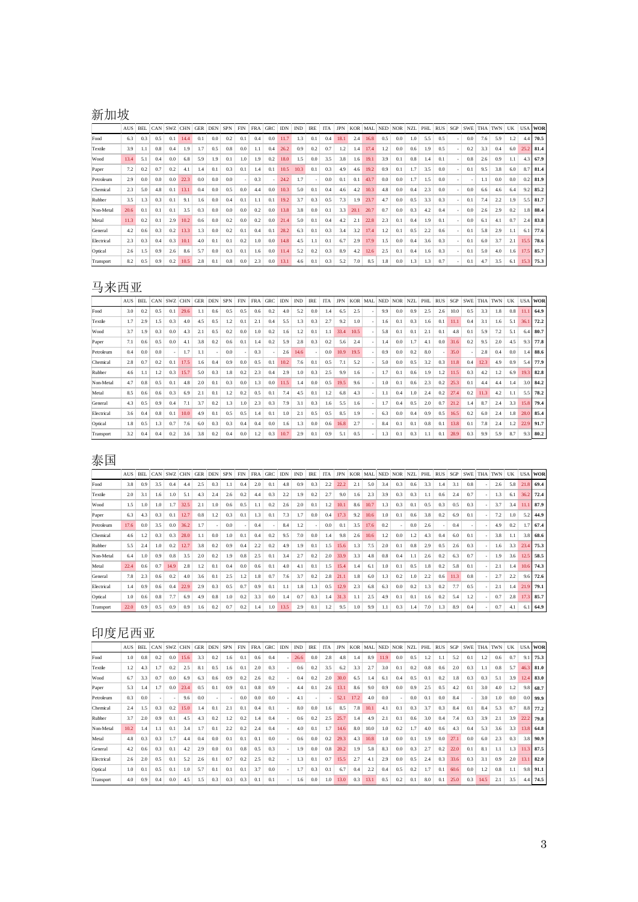## 新加坡

| | AUS | BEL | CAN | SWZ | CHN | GER | DEN | SPN | FIN | FRA | GRC | IDN | IND | IRE | ITA | JPN | KOR | MAL | NED | NOR | NZL | PHL | RUS | SGP | SWE | THA | TWN | UK | USA | WOR |
|---|---|---|---|---|---|---|---|---|---|---|---|---|---|---|---|---|---|---|---|---|---|---|---|---|---|---|---|---|---|---|
| Food | 6.3 | 0.3 | 0.5 | 0.1 | 14.4 | 0.1 | 0.0 | 0.2 | 0.1 | 0.4 | 0.0 | 11.7 | 1.3 | 0.1 | 0.4 | 18.1 | 2.4 | 16.8 | 0.5 | 0.0 | 1.0 | 5.5 | 0.5 | - | 0.0 | 7.6 | 5.9 | 1.2 | 4.4 | 70.5 |
| Textile | 3.9 | 1.1 | 0.8 | 0.4 | 1.9 | 1.7 | 0.5 | 0.8 | 0.0 | 1.1 | 0.4 | 26.2 | 0.9 | 0.2 | 0.7 | 1.2 | 1.4 | 17.4 | 1.2 | 0.0 | 0.6 | 1.9 | 0.5 | - | 0.2 | 3.3 | 0.4 | 6.0 | 25.2 | 81.4 |
| Wood | 13.4 | 5.1 | 0.4 | 0.0 | 6.8 | 5.9 | 1.9 | 0.1 | 1.0 | 1.9 | 0.2 | 18.0 | 1.5 | 0.0 | 3.5 | 3.8 | 1.6 | 19.1 | 3.9 | 0.1 | 0.8 | 1.4 | 0.1 | - | 0.8 | 2.6 | 0.9 | 1.1 | 4.3 | 67.9 |
| Paper | 7.2 | 0.2 | 0.7 | 0.2 | 4.1 | 1.4 | 0.1 | 0.3 | 0.1 | 1.4 | 0.1 | 10.5 | 10.3 | 0.1 | 0.3 | 4.9 | 4.6 | 19.2 | 0.9 | 0.1 | 1.7 | 3.5 | 0.0 | - | 0.1 | 9.5 | 3.8 | 6.0 | 8.7 | 81.4 |
| Petroleum | 2.9 | 0.0 | 0.0 | 0.0 | 22.3 | 0.0 | 0.0 | 0.0 | - | 0.3 | - | 24.2 | 1.7 | - | 0.0 | 0.1 | 0.1 | 43.7 | 0.0 | 0.0 | 1.7 | 1.5 | 0.0 | - | - | 1.1 | 0.0 | 0.0 | 0.2 | 81.9 |
| Chemical | 2.3 | 5.0 | 4.8 | 0.1 | 13.1 | 0.4 | 0.0 | 0.5 | 0.0 | 4.4 | 0.0 | 10.3 | 5.0 | 0.1 | 0.4 | 4.6 | 4.2 | 10.3 | 4.8 | 0.0 | 0.4 | 2.3 | 0.0 | - | 0.0 | 6.6 | 4.6 | 6.4 | 9.2 | 85.2 |
| Rubber | 3.5 | 1.3 | 0.3 | 0.1 | 9.1 | 1.6 | 0.0 | 0.4 | 0.1 | 1.1 | 0.1 | 19.2 | 3.7 | 0.3 | 0.5 | 7.3 | 1.9 | 23.7 | 4.7 | 0.0 | 0.5 | 3.3 | 0.3 | - | 0.1 | 7.4 | 2.2 | 1.9 | 5.5 | 81.7 |
| Non-Metal | 20.6 | 0.1 | 0.1 | 0.1 | 3.5 | 0.3 | 0.0 | 0.0 | 0.0 | 0.2 | 0.0 | 13.8 | 3.8 | 0.0 | 0.1 | 3.3 | 20.1 | 20.7 | 0.7 | 0.0 | 0.3 | 4.2 | 0.4 | - | 0.0 | 2.6 | 2.9 | 0.2 | 1.8 | 88.4 |
| Metal | 11.3 | 0.2 | 0.1 | 2.9 | 10.2 | 0.6 | 0.0 | 0.2 | 0.0 | 0.2 | 0.0 | 21.4 | 5.0 | 0.1 | 0.4 | 4.2 | 2.1 | 22.8 | 2.3 | 0.1 | 0.4 | 1.9 | 0.1 | - | 0.0 | 6.1 | 4.1 | 0.7 | 2.4 | 83.8 |
| General | 4.2 | 0.6 | 0.3 | 0.2 | 13.3 | 1.3 | 0.0 | 0.2 | 0.1 | 0.4 | 0.1 | 28.2 | 6.3 | 0.1 | 0.3 | 3.4 | 3.2 | 17.4 | 1.2 | 0.1 | 0.5 | 2.2 | 0.6 | - | 0.1 | 5.8 | 2.9 | 1.1 | 6.1 | 77.6 |
| Electrical | 2.3 | 0.3 | 0.4 | 0.3 | 10.1 | 4.0 | 0.1 | 0.1 | 0.2 | 1.0 | 0.0 | 14.8 | 4.5 | 1.1 | 0.1 | 6.7 | 2.9 | 17.9 | 1.5 | 0.0 | 0.4 | 3.6 | 0.3 | - | 0.1 | 6.0 | 3.7 | 2.1 | 15.5 | 78.6 |
| Optical | 2.6 | 1.5 | 0.9 | 2.6 | 8.6 | 5.7 | 0.0 | 0.3 | 0.1 | 1.6 | 0.0 | 11.4 | 5.2 | 0.2 | 0.3 | 8.9 | 4.2 | 12.6 | 2.5 | 0.1 | 0.4 | 1.6 | 0.3 | - | 0.1 | 5.0 | 4.0 | 1.6 | 17.5 | 85.7 |
| Transport | 8.2 | 0.5 | 0.9 | 0.2 | 10.5 | 2.8 | 0.1 | 0.8 | 0.0 | 2.3 | 0.0 | 13.1 | 4.6 | 0.1 | 0.3 | 5.2 | 7.0 | 8.5 | 1.8 | 0.0 | 1.3 | 1.3 | 0.7 | - | 0.1 | 4.7 | 3.5 | 6.1 | 15.3 | 75.3 |

## 马来西亚

| | AUS | BEL | CAN | SWZ | CHN | GER | DEN | SPN | FIN | FRA | GRC | IDN | IND | IRE | ITA | JPN | KOR | MAL | NED | NOR | NZL | PHL | RUS | SGP | SWE | THA | TWN | UK | USA | WOR |
|---|---|---|---|---|---|---|---|---|---|---|---|---|---|---|---|---|---|---|---|---|---|---|---|---|---|---|---|---|---|---|
| Food | 3.0 | 0.2 | 0.5 | 0.1 | 29.6 | 1.1 | 0.6 | 0.5 | 0.5 | 0.6 | 0.2 | 4.0 | 5.2 | 0.0 | 1.4 | 6.5 | 2.5 | - | 9.9 | 0.0 | 0.9 | 2.5 | 2.6 | 10.0 | 0.5 | 3.3 | 1.8 | 0.8 | 11.1 | 64.9 |
| Textile | 1.7 | 2.9 | 1.5 | 0.3 | 4.0 | 4.5 | 0.5 | 1.2 | 0.1 | 2.1 | 0.4 | 5.5 | 1.3 | 0.3 | 2.7 | 9.2 | 1.0 | - | 1.6 | 0.1 | 0.3 | 1.6 | 0.1 | 11.1 | 0.4 | 3.1 | 1.6 | 5.1 | 36.1 | 72.2 |
| Wood | 3.7 | 1.9 | 0.3 | 0.0 | 4.3 | 2.1 | 0.5 | 0.2 | 0.0 | 1.0 | 0.2 | 1.6 | 1.2 | 0.1 | 1.1 | 33.4 | 10.5 | - | 5.8 | 0.1 | 0.1 | 2.1 | 0.1 | 4.8 | 0.1 | 5.9 | 7.2 | 5.1 | 6.4 | 80.7 |
| Paper | 7.1 | 0.6 | 0.5 | 0.0 | 4.1 | 3.8 | 0.2 | 0.6 | 0.1 | 1.4 | 0.2 | 5.9 | 2.8 | 0.3 | 0.2 | 5.6 | 2.4 | - | 1.4 | 0.0 | 1.7 | 4.1 | 0.0 | 31.6 | 0.2 | 9.5 | 2.0 | 4.5 | 9.3 | 77.8 |
| Petroleum | 0.4 | 0.0 | 0.0 | - | 1.7 | 1.1 | - | 0.0 | - | 0.3 | - | 2.6 | 14.6 | - | 0.0 | 10.9 | 19.5 | - | 0.9 | 0.0 | 0.2 | 8.0 | - | 35.0 | - | 2.8 | 0.4 | 0.0 | 1.4 | 88.6 |
| Chemical | 2.8 | 0.7 | 0.2 | 0.1 | 17.5 | 1.6 | 0.4 | 0.9 | 0.0 | 0.5 | 0.1 | 10.2 | 7.6 | 0.1 | 0.5 | 7.1 | 5.2 | - | 5.0 | 0.0 | 0.5 | 3.2 | 0.3 | 11.8 | 0.4 | 12.3 | 4.9 | 0.9 | 5.4 | 77.9 |
| Rubber | 4.6 | 1.1 | 1.2 | 0.3 | 15.7 | 5.0 | 0.3 | 1.8 | 0.2 | 2.3 | 0.4 | 2.9 | 1.0 | 0.3 | 2.5 | 9.9 | 1.6 | - | 1.7 | 0.1 | 0.6 | 1.9 | 1.2 | 11.5 | 0.3 | 4.2 | 1.2 | 6.9 | 19.3 | 82.8 |
| Non-Metal | 4.7 | 0.8 | 0.5 | 0.1 | 4.8 | 2.0 | 0.1 | 0.3 | 0.0 | 1.3 | 0.0 | 11.5 | 1.4 | 0.0 | 0.5 | 19.5 | 9.6 | - | 1.0 | 0.1 | 0.6 | 2.3 | 0.2 | 25.3 | 0.1 | 4.4 | 4.4 | 1.4 | 3.0 | 84.2 |
| Metal | 8.5 | 0.6 | 0.6 | 0.3 | 6.9 | 2.1 | 0.1 | 1.2 | 0.2 | 0.5 | 0.1 | 7.4 | 4.5 | 0.1 | 1.2 | 6.8 | 4.3 | - | 1.1 | 0.4 | 1.0 | 2.4 | 0.2 | 27.4 | 0.2 | 11.3 | 4.2 | 1.1 | 5.5 | 78.2 |
| General | 4.3 | 0.5 | 0.9 | 0.4 | 7.1 | 3.7 | 0.2 | 1.3 | 1.0 | 2.3 | 0.3 | 7.9 | 3.1 | 0.3 | 1.6 | 5.5 | 1.6 | - | 1.7 | 0.4 | 0.5 | 2.0 | 0.7 | 21.2 | 1.4 | 8.7 | 2.4 | 3.3 | 15.8 | 79.4 |
| Electrical | 3.6 | 0.4 | 0.8 | 0.1 | 10.0 | 4.9 | 0.1 | 0.5 | 0.5 | 1.4 | 0.1 | 1.0 | 2.1 | 0.5 | 0.5 | 8.5 | 1.9 | - | 6.3 | 0.0 | 0.4 | 0.9 | 0.5 | 16.5 | 0.2 | 6.0 | 2.4 | 1.8 | 28.0 | 85.4 |
| Optical | 1.8 | 0.5 | 1.3 | 0.7 | 7.6 | 6.0 | 0.3 | 0.3 | 0.4 | 0.4 | 0.0 | 1.6 | 1.3 | 0.0 | 0.6 | 16.8 | 2.7 | - | 8.4 | 0.1 | 0.1 | 0.8 | 0.1 | 13.8 | 0.1 | 7.8 | 2.4 | 1.2 | 22.9 | 91.7 |
| Transport | 3.2 | 0.4 | 0.4 | 0.2 | 3.6 | 3.8 | 0.2 | 0.4 | 0.0 | 1.2 | 0.3 | 10.7 | 2.9 | 0.1 | 0.9 | 5.1 | 0.5 | - | 1.3 | 0.1 | 0.3 | 1.1 | 0.1 | 28.9 | 0.3 | 9.9 | 5.9 | 8.7 | 9.3 | 80.2 |

## 泰国

| | AUS | BEL | CAN | SWZ | CHN | GER | DEN | SPN | FIN | FRA | GRC | IDN | IND | IRE | ITA | JPN | KOR | MAL | NED | NOR | NZL | PHL | RUS | SGP | SWE | THA | TWN | UK | USA | WOR |
|---|---|---|---|---|---|---|---|---|---|---|---|---|---|---|---|---|---|---|---|---|---|---|---|---|---|---|---|---|---|---|
| Food | 3.8 | 0.9 | 3.5 | 0.4 | 4.4 | 2.5 | 0.3 | 1.1 | 0.4 | 2.0 | 0.1 | 4.8 | 0.9 | 0.3 | 2.2 | 22.2 | 2.1 | 5.0 | 3.4 | 0.3 | 0.6 | 3.3 | 1.4 | 3.1 | 0.8 | - | 2.6 | 5.8 | 21.8 | 69.4 |
| Textile | 2.0 | 3.1 | 1.6 | 1.0 | 5.1 | 4.3 | 2.4 | 2.6 | 0.2 | 4.4 | 0.3 | 2.2 | 1.9 | 0.2 | 2.7 | 9.0 | 1.6 | 2.3 | 3.9 | 0.3 | 0.3 | 1.1 | 0.6 | 2.4 | 0.7 | - | 1.3 | 6.1 | 36.2 | 72.4 |
| Wood | 1.5 | 1.0 | 1.0 | 1.7 | 32.5 | 2.1 | 1.0 | 0.6 | 0.5 | 1.1 | 0.2 | 2.6 | 2.0 | 0.1 | 1.2 | 10.1 | 8.6 | 10.7 | 1.3 | 0.3 | 0.1 | 0.5 | 0.3 | 0.5 | 0.3 | - | 3.7 | 3.4 | 11.1 | 87.9 |
| Paper | 6.3 | 4.3 | 0.3 | 0.1 | 12.7 | 0.8 | 1.2 | 0.3 | 0.1 | 1.3 | 0.1 | 7.3 | 1.7 | 0.0 | 0.4 | 17.3 | 9.2 | 10.6 | 1.0 | 0.1 | 0.6 | 3.8 | 0.2 | 6.9 | 0.1 | - | 7.2 | 1.0 | 5.2 | 44.9 |
| Petroleum | 17.6 | 0.0 | 3.5 | 0.0 | 36.2 | 1.7 | - | 0.0 | - | 0.4 | - | 8.4 | 1.2 | - | 0.0 | 0.1 | 3.5 | 17.6 | 0.2 | - | 0.0 | 2.6 | - | 0.4 | - | - | 4.9 | 0.2 | 1.7 | 67.4 |
| Chemical | 4.6 | 1.2 | 0.3 | 0.3 | 28.0 | 1.1 | 0.0 | 1.0 | 0.1 | 0.4 | 0.2 | 9.5 | 7.0 | 0.0 | 1.4 | 9.8 | 2.6 | 10.6 | 1.2 | 0.0 | 1.2 | 4.3 | 0.4 | 6.0 | 0.1 | - | 3.8 | 1.1 | 3.8 | 68.6 |
| Rubber | 5.5 | 2.4 | 1.0 | 0.2 | 12.7 | 3.8 | 0.2 | 0.9 | 0.4 | 2.2 | 0.2 | 4.9 | 1.9 | 0.1 | 1.5 | 15.6 | 1.3 | 7.5 | 2.0 | 0.1 | 0.8 | 2.9 | 0.5 | 2.6 | 0.3 | - | 1.6 | 3.3 | 23.4 | 75.3 |
| Non-Metal | 6.4 | 1.0 | 0.9 | 0.8 | 3.5 | 2.0 | 0.2 | 1.9 | 0.8 | 2.5 | 0.1 | 3.4 | 2.7 | 0.2 | 2.0 | 33.9 | 3.3 | 4.8 | 0.8 | 0.4 | 1.1 | 2.6 | 0.2 | 6.3 | 0.7 | - | 1.9 | 3.6 | 12.5 | 58.5 |
| Metal | 22.4 | 0.6 | 0.7 | 14.9 | 2.8 | 1.2 | 0.1 | 0.4 | 0.0 | 0.6 | 0.1 | 4.0 | 4.1 | 0.1 | 1.5 | 15.4 | 1.4 | 6.1 | 1.0 | 0.1 | 0.5 | 1.8 | 0.2 | 5.8 | 0.1 | - | 2.1 | 1.4 | 10.6 | 74.3 |
| General | 7.8 | 2.3 | 0.6 | 0.2 | 4.0 | 3.6 | 0.1 | 2.5 | 1.2 | 1.8 | 0.7 | 7.6 | 3.7 | 0.2 | 2.8 | 21.1 | 1.8 | 6.0 | 1.3 | 0.2 | 1.0 | 2.2 | 0.6 | 11.3 | 0.8 | - | 2.7 | 2.2 | 9.6 | 72.6 |
| Electrical | 1.4 | 0.9 | 0.6 | 0.4 | 22.9 | 2.9 | 0.3 | 0.5 | 0.7 | 0.9 | 0.1 | 1.1 | 1.8 | 1.3 | 0.5 | 12.9 | 2.3 | 6.8 | 6.3 | 0.0 | 0.2 | 1.3 | 0.2 | 7.7 | 0.5 | - | 2.1 | 1.4 | 21.9 | 79.1 |
| Optical | 1.0 | 0.6 | 0.8 | 7.7 | 6.9 | 4.9 | 0.8 | 1.0 | 0.2 | 3.3 | 0.0 | 1.4 | 0.7 | 0.3 | 1.4 | 31.3 | 1.1 | 2.5 | 4.9 | 0.1 | 0.1 | 1.6 | 0.2 | 5.4 | 1.2 | - | 0.7 | 2.8 | 17.3 | 85.7 |
| Transport | 22.0 | 0.9 | 0.5 | 0.9 | 0.9 | 1.6 | 0.2 | 0.7 | 0.2 | 1.4 | 1.0 | 13.5 | 2.9 | 0.1 | 1.2 | 9.5 | 1.0 | 9.9 | 1.1 | 0.3 | 1.4 | 7.0 | 1.3 | 8.9 | 0.4 | - | 0.7 | 4.1 | 6.1 | 64.9 |

## 印度尼西亚

| | AUS | BEL | CAN | SWZ | CHN | GER | DEN | SPN | FIN | FRA | GRC | IDN | IND | IRE | ITA | JPN | KOR | MAL | NED | NOR | NZL | PHL | RUS | SGP | SWE | THA | TWN | UK | USA | WOR |
|---|---|---|---|---|---|---|---|---|---|---|---|---|---|---|---|---|---|---|---|---|---|---|---|---|---|---|---|---|---|---|
| Food | 1.0 | 0.8 | 0.2 | 0.0 | 15.6 | 3.3 | 0.2 | 1.6 | 0.1 | 0.6 | 0.4 | - | 26.6 | 0.0 | 2.8 | 4.8 | 1.4 | 8.9 | 11.9 | 0.0 | 0.5 | 1.2 | 1.1 | 5.2 | 0.1 | 1.2 | 0.6 | 0.7 | 9.1 | 75.3 |
| Textile | 1.2 | 4.3 | 1.7 | 0.2 | 2.5 | 8.1 | 0.5 | 1.6 | 0.1 | 2.0 | 0.3 | - | 0.6 | 0.2 | 3.5 | 6.2 | 3.3 | 2.7 | 3.0 | 0.1 | 0.2 | 0.8 | 0.6 | 2.0 | 0.3 | 1.1 | 0.8 | 5.7 | 46.3 | 81.0 |
| Wood | 6.7 | 3.3 | 0.7 | 0.0 | 6.9 | 6.3 | 0.6 | 0.9 | 0.2 | 2.6 | 0.2 | - | 0.4 | 0.2 | 2.0 | 30.0 | 6.5 | 1.4 | 6.1 | 0.4 | 0.5 | 0.1 | 0.2 | 1.8 | 0.3 | 0.3 | 5.1 | 3.9 | 12.4 | 83.0 |
| Paper | 5.3 | 1.4 | 1.7 | 0.0 | 23.4 | 0.5 | 0.1 | 0.9 | 0.1 | 0.8 | 0.9 | - | 4.4 | 0.1 | 2.6 | 13.1 | 8.6 | 9.0 | 0.9 | 0.0 | 0.9 | 2.5 | 0.5 | 4.2 | 0.1 | 3.0 | 4.0 | 1.2 | 9.8 | 68.7 |
| Petroleum | 0.3 | 0.0 | - | - | 9.6 | 0.0 | - | - | 0.0 | 0.0 | 0.0 | - | 4.1 | - | - | 52.1 | 17.2 | 4.0 | 0.0 | - | 0.0 | 0.1 | 0.0 | 8.4 | - | 3.0 | 1.0 | 0.0 | 0.0 | 99.9 |
| Chemical | 2.4 | 1.5 | 0.3 | 0.2 | 15.0 | 1.4 | 0.1 | 2.1 | 0.1 | 0.4 | 0.1 | - | 8.0 | 0.0 | 1.6 | 8.5 | 7.8 | 10.1 | 4.1 | 0.1 | 0.3 | 3.7 | 0.3 | 8.4 | 0.1 | 8.4 | 5.3 | 0.7 | 8.8 | 77.2 |
| Rubber | 3.7 | 2.0 | 0.9 | 0.1 | 4.5 | 4.3 | 0.2 | 1.2 | 0.2 | 1.4 | 0.4 | - | 0.6 | 0.2 | 2.5 | 25.7 | 1.4 | 4.9 | 2.1 | 0.1 | 0.6 | 3.0 | 0.4 | 7.4 | 0.3 | 3.9 | 2.1 | 3.9 | 22.2 | 79.8 |
| Non-Metal | 10.2 | 1.4 | 1.1 | 0.1 | 3.4 | 1.7 | 0.1 | 2.2 | 0.2 | 2.4 | 0.4 | - | 4.0 | 0.1 | 1.7 | 14.6 | 8.0 | 10.0 | 1.0 | 0.2 | 1.7 | 4.0 | 0.6 | 4.3 | 0.4 | 5.3 | 3.6 | 3.3 | 13.8 | 64.8 |
| Metal | 4.8 | 0.3 | 0.3 | 1.7 | 4.4 | 0.4 | 0.0 | 0.1 | 0.1 | 0.1 | 0.0 | - | 0.6 | 0.0 | 0.2 | 29.3 | 4.3 | 10.8 | 1.0 | 0.0 | 0.1 | 1.9 | 0.0 | 27.1 | 0.0 | 6.0 | 2.3 | 0.3 | 3.8 | 90.9 |
| General | 4.2 | 0.6 | 0.3 | 0.1 | 4.2 | 2.9 | 0.0 | 0.1 | 0.8 | 0.5 | 0.3 | - | 1.9 | 0.0 | 0.8 | 20.2 | 1.9 | 5.8 | 8.3 | 0.0 | 0.3 | 2.7 | 0.2 | 22.0 | 0.1 | 8.1 | 1.1 | 1.3 | 11.3 | 87.5 |
| Electrical | 2.6 | 2.0 | 0.5 | 0.1 | 5.2 | 2.6 | 0.1 | 0.7 | 0.2 | 2.5 | 0.2 | - | 1.3 | 0.1 | 0.7 | 15.5 | 2.7 | 4.1 | 2.9 | 0.0 | 0.5 | 2.4 | 0.3 | 33.6 | 0.3 | 3.1 | 0.9 | 2.0 | 13.1 | 82.0 |
| Optical | 1.0 | 0.1 | 0.5 | 0.1 | 1.0 | 5.7 | 0.1 | 0.1 | 0.1 | 3.7 | 0.0 | - | 1.7 | 0.3 | 0.1 | 6.7 | 0.4 | 2.2 | 0.4 | 0.5 | 0.2 | 1.7 | 0.1 | 60.6 | 0.0 | 1.2 | 0.8 | 1.1 | 9.8 | 91.1 |
| Transport | 4.0 | 0.9 | 0.4 | 0.0 | 4.5 | 1.5 | 0.3 | 0.3 | 0.3 | 0.1 | 0.1 | - | 1.6 | 0.0 | 1.0 | 13.0 | 0.3 | 13.1 | 0.5 | 0.2 | 0.1 | 8.0 | 0.1 | 25.0 | 0.3 | 14.5 | 2.1 | 3.5 | 4.4 | 74.5 |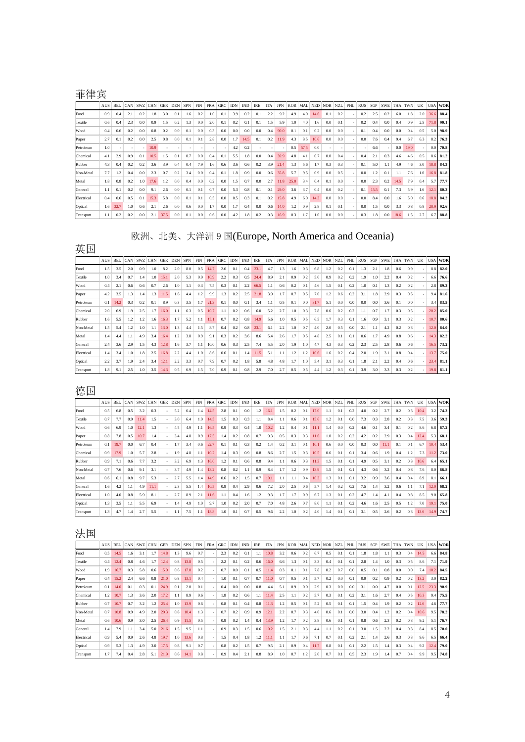## 菲律宾

| | AUS | BEL | CAN | SWZ | CHN | GER | DEN | SPN | FIN | FRA | GRC | IDN | IND | IRE | ITA | JPN | KOR | MAL | NED | NOR | NZL | PHL | RUS | SGP | SWE | THA | TWN | UK | USA | WOR |
|---|---|---|---|---|---|---|---|---|---|---|---|---|---|---|---|---|---|---|---|---|---|---|---|---|---|---|---|---|---|---|
| Food | 0.9 | 0.4 | 2.1 | 0.2 | 1.8 | 3.0 | 0.1 | 1.6 | 0.2 | 1.0 | 0.1 | 3.9 | 0.2 | 0.1 | 2.2 | 9.2 | 4.9 | 4.0 | 14.6 | 0.1 | 0.2 | - | 0.2 | 2.5 | 0.2 | 6.0 | 1.8 | 2.0 | 36.6 | 88.4 |
| Textile | 0.6 | 0.4 | 2.3 | 0.0 | 0.9 | 1.5 | 0.2 | 1.3 | 0.0 | 2.0 | 0.1 | 0.2 | 0.1 | 0.1 | 1.5 | 5.9 | 1.0 | 4.0 | 1.6 | 0.0 | 0.1 | - | 0.2 | 0.4 | 0.0 | 0.4 | 0.9 | 2.5 | 71.8 | 90.1 |
| Wood | 0.4 | 0.6 | 0.2 | 0.0 | 0.8 | 0.2 | 0.0 | 0.1 | 0.0 | 0.3 | 0.0 | 0.0 | 0.0 | 0.0 | 0.4 | 90.0 | 0.1 | 0.1 | 0.2 | 0.0 | 0.0 | - | 0.1 | 0.4 | 0.0 | 0.0 | 0.4 | 0.5 | 5.0 | 98.9 |
| Paper | 2.7 | 0.1 | 0.2 | 0.0 | 2.5 | 0.8 | 0.0 | 0.1 | 0.1 | 2.8 | 0.0 | 1.7 | 14.5 | 0.1 | 0.2 | 11.9 | 4.3 | 8.5 | 10.6 | 0.0 | 0.0 | - | 0.0 | 7.6 | 0.4 | 9.4 | 6.7 | 6.3 | 8.2 | 76.3 |
| Petroleum | 1.0 | - | - | - | 10.9 | - | - | - | - | - | - | 4.2 | 0.2 | - | - | - | 0.5 | 57.5 | 0.0 | - | - | - | - | 6.6 | - | 0.0 | 19.0 | - | 0.0 | 70.8 |
| Chemical | 4.1 | 2.9 | 0.9 | 0.1 | 10.5 | 1.5 | 0.1 | 0.7 | 0.0 | 0.4 | 0.1 | 5.5 | 1.8 | 0.0 | 0.4 | 39.9 | 4.8 | 4.1 | 0.7 | 0.0 | 0.4 | - | 0.4 | 2.1 | 0.3 | 4.6 | 4.6 | 0.5 | 8.6 | 81.2 |
| Rubber | 4.3 | 0.4 | 0.2 | 0.2 | 3.6 | 3.9 | 0.4 | 0.4 | 7.9 | 1.6 | 0.6 | 3.6 | 0.6 | 0.2 | 3.9 | 21.4 | 1.3 | 5.6 | 1.7 | 0.3 | 0.3 | - | 0.1 | 5.0 | 1.1 | 4.9 | 4.6 | 3.0 | 18.8 | 84.3 |
| Non-Metal | 7.7 | 1.2 | 0.4 | 0.0 | 2.3 | 0.7 | 0.2 | 3.4 | 0.0 | 0.4 | 0.1 | 1.8 | 0.9 | 0.0 | 0.6 | 35.8 | 5.7 | 9.5 | 0.9 | 0.0 | 0.5 | - | 0.0 | 1.2 | 0.1 | 1.1 | 7.6 | 1.0 | 16.8 | 81.8 |
| Metal | 1.8 | 0.8 | 0.2 | 1.0 | 17.6 | 1.2 | 0.0 | 0.4 | 0.0 | 0.2 | 0.0 | 1.5 | 0.7 | 0.0 | 2.7 | 11.8 | 25.0 | 3.4 | 0.4 | 0.1 | 0.0 | - | 0.0 | 2.3 | 0.2 | 14.5 | 7.9 | 0.4 | 5.7 | 77.7 |
| General | 1.1 | 0.1 | 0.2 | 0.0 | 9.1 | 2.6 | 0.0 | 0.1 | 0.1 | 0.7 | 0.0 | 5.3 | 0.8 | 0.1 | 0.1 | 29.0 | 3.6 | 3.7 | 0.4 | 0.0 | 0.2 | - | 0.1 | 15.5 | 0.1 | 7.3 | 5.9 | 1.6 | 12.1 | 80.3 |
| Electrical | 0.4 | 0.6 | 0.5 | 0.1 | 15.3 | 5.8 | 0.0 | 0.1 | 0.1 | 0.5 | 0.0 | 0.5 | 0.3 | 0.1 | 0.2 | 15.8 | 4.9 | 6.0 | 14.3 | 0.0 | 0.0 | - | 0.0 | 8.4 | 0.0 | 1.6 | 5.0 | 0.6 | 18.8 | 84.2 |
| Optical | 1.6 | 32.7 | 1.0 | 0.6 | 2.1 | 2.6 | 0.0 | 0.6 | 0.0 | 1.7 | 0.0 | 1.7 | 0.4 | 0.0 | 0.6 | 14.0 | 1.2 | 0.9 | 2.8 | 0.1 | 0.1 | - | 0.0 | 1.5 | 0.0 | 3.3 | 0.8 | 0.8 | 28.9 | 92.6 |
| Transport | 1.1 | 0.2 | 0.2 | 0.0 | 2.1 | 37.5 | 0.0 | 0.1 | 0.0 | 0.6 | 0.0 | 4.2 | 1.8 | 0.2 | 0.3 | 16.9 | 0.3 | 1.7 | 1.0 | 0.0 | 0.0 | - | 0.3 | 1.8 | 0.0 | 18.6 | 1.5 | 2.7 | 6.7 | 88.8 |

# 欧洲、北美、大洋洲 9 国(Europe, North America and Oceania)

## 英国

| | AUS | BEL | CAN | SWZ | CHN | GER | DEN | SPN | FIN | FRA | GRC | IDN | IND | IRE | ITA | JPN | KOR | MAL | NED | NOR | NZL | PHL | RUS | SGP | SWE | THA | TWN | UK | USA | WOR |
|---|---|---|---|---|---|---|---|---|---|---|---|---|---|---|---|---|---|---|---|---|---|---|---|---|---|---|---|---|---|---|
| Food | 1.5 | 3.5 | 2.0 | 0.9 | 1.0 | 8.2 | 2.0 | 8.0 | 0.5 | 14.7 | 2.6 | 0.1 | 0.4 | 23.1 | 4.7 | 1.3 | 1.6 | 0.3 | 6.8 | 1.2 | 0.2 | 0.1 | 1.3 | 2.1 | 1.8 | 0.6 | 0.9 | - | 8.8 | 82.0 |
| Textile | 1.0 | 3.4 | 0.7 | 1.4 | 1.0 | 15.1 | 2.0 | 5.3 | 0.9 | 10.9 | 2.2 | 0.3 | 0.5 | 24.4 | 8.9 | 2.1 | 0.9 | 0.2 | 5.0 | 0.9 | 0.2 | 0.2 | 1.9 | 1.0 | 2.2 | 0.4 | 0.2 | - | 6.6 | 76.6 |
| Wood | 0.4 | 2.1 | 0.6 | 0.6 | 0.7 | 2.6 | 1.0 | 1.1 | 0.3 | 7.5 | 0.3 | 0.1 | 2.2 | 66.5 | 1.1 | 0.6 | 0.2 | 0.1 | 4.6 | 1.5 | 0.1 | 0.2 | 1.0 | 0.1 | 1.3 | 0.2 | 0.2 | - | 2.8 | 89.3 |
| Paper | 4.2 | 3.5 | 1.3 | 1.4 | 1.3 | 11.5 | 1.6 | 4.4 | 1.2 | 9.9 | 1.3 | 0.2 | 2.5 | 21.8 | 3.9 | 1.7 | 0.7 | 0.5 | 7.0 | 1.2 | 0.6 | 0.2 | 3.1 | 1.8 | 2.9 | 0.3 | 0.5 | - | 9.4 | 81.6 |
| Petroleum | 0.1 | 14.2 | 0.3 | 0.2 | 0.1 | 8.9 | 0.3 | 3.5 | 1.7 | 21.3 | 0.1 | 0.0 | 0.1 | 3.4 | 1.1 | 0.5 | 0.1 | 0.0 | 31.7 | 5.1 | 0.0 | 0.0 | 0.0 | 0.0 | 3.6 | 0.1 | 0.0 | - | 3.4 | 83.5 |
| Chemical | 2.0 | 6.9 | 1.9 | 2.5 | 1.7 | 16.0 | 1.1 | 6.3 | 0.5 | 10.7 | 1.1 | 0.2 | 0.6 | 6.0 | 5.2 | 2.7 | 1.0 | 0.3 | 7.8 | 0.6 | 0.2 | 0.2 | 1.1 | 0.7 | 1.7 | 0.3 | 0.5 | - | 20.2 | 85.0 |
| Rubber | 1.6 | 5.5 | 1.2 | 1.2 | 1.6 | 16.3 | 1.7 | 5.2 | 1.1 | 15.1 | 0.7 | 0.2 | 0.8 | 14.9 | 5.6 | 1.0 | 0.5 | 0.5 | 6.5 | 1.7 | 0.3 | 0.1 | 1.6 | 0.9 | 3.1 | 0.3 | 0.2 | - | 10.7 | 80.6 |
| Non-Metal | 1.5 | 5.4 | 1.2 | 1.0 | 1.1 | 13.0 | 1.3 | 4.4 | 1.5 | 8.7 | 0.4 | 0.2 | 0.8 | 23.1 | 6.1 | 2.2 | 1.0 | 0.7 | 4.0 | 2.0 | 0.5 | 0.0 | 2.1 | 1.1 | 4.2 | 0.2 | 0.3 | - | 12.0 | 84.0 |
| Metal | 1.4 | 4.4 | 1.1 | 4.9 | 3.4 | 16.4 | 1.2 | 3.8 | 0.9 | 9.1 | 0.3 | 0.2 | 3.6 | 8.6 | 5.4 | 2.6 | 1.7 | 0.5 | 4.8 | 2.5 | 0.1 | 0.1 | 0.6 | 1.7 | 4.9 | 0.8 | 0.6 | - | 14.3 | 82.2 |
| General | 2.4 | 3.6 | 2.9 | 1.5 | 4.3 | 12.8 | 1.6 | 3.7 | 1.1 | 10.0 | 0.6 | 0.3 | 2.5 | 7.4 | 5.5 | 2.0 | 1.9 | 1.0 | 4.7 | 4.3 | 0.3 | 0.2 | 2.3 | 2.5 | 2.8 | 0.6 | 0.6 | - | 16.5 | 73.2 |
| Electrical | 1.4 | 3.4 | 1.0 | 1.8 | 2.5 | 16.8 | 2.2 | 4.4 | 1.0 | 8.6 | 0.6 | 0.1 | 1.4 | 11.5 | 5.1 | 1.1 | 1.2 | 1.2 | 10.6 | 1.6 | 0.2 | 0.4 | 2.0 | 1.9 | 3.1 | 0.8 | 0.4 | - | 13.7 | 75.0 |
| Optical | 2.2 | 3.7 | 1.9 | 2.4 | 3.4 | 12.1 | 2.2 | 3.3 | 0.7 | 7.9 | 0.7 | 0.2 | 1.8 | 5.8 | 4.8 | 4.8 | 1.7 | 1.0 | 5.4 | 3.1 | 0.3 | 0.1 | 1.8 | 2.1 | 2.2 | 0.4 | 0.6 | - | 23.4 | 81.1 |
| Transport | 1.8 | 9.1 | 2.5 | 1.0 | 3.5 | 14.3 | 0.5 | 6.9 | 1.5 | 7.0 | 0.9 | 0.1 | 0.8 | 2.9 | 7.0 | 2.7 | 0.5 | 0.5 | 4.4 | 1.2 | 0.3 | 0.1 | 3.9 | 3.0 | 3.3 | 0.3 | 0.2 | - | 19.8 | 81.1 |

## 德国

| | AUS | BEL | CAN | SWZ | CHN | GER | DEN | SPN | FIN | FRA | GRC | IDN | IND | IRE | ITA | JPN | KOR | MAL | NED | NOR | NZL | PHL | RUS | SGP | SWE | THA | TWN | UK | USA | WOR |
|---|---|---|---|---|---|---|---|---|---|---|---|---|---|---|---|---|---|---|---|---|---|---|---|---|---|---|---|---|---|---|
| Food | 0.5 | 6.8 | 0.5 | 3.2 | 0.3 | - | 5.2 | 6.4 | 1.4 | 14.5 | 2.8 | 0.1 | 0.0 | 1.2 | 16.1 | 1.5 | 0.2 | 0.1 | 17.0 | 1.1 | 0.1 | 0.2 | 4.0 | 0.2 | 2.7 | 0.2 | 0.3 | 10.4 | 3.2 | 74.3 |
| Textile | 0.7 | 7.7 | 0.9 | 11.4 | 1.5 | - | 3.0 | 6.4 | 1.9 | 14.5 | 1.5 | 0.3 | 0.3 | 1.1 | 8.4 | 1.1 | 0.6 | 0.1 | 15.6 | 1.2 | 0.1 | 0.0 | 7.3 | 0.3 | 2.8 | 0.2 | 0.3 | 7.5 | 3.6 | 59.3 |
| Wood | 0.6 | 6.9 | 1.0 | 12.1 | 1.3 | - | 4.5 | 4.9 | 1.1 | 16.5 | 0.9 | 0.3 | 0.4 | 1.0 | 10.2 | 1.2 | 0.4 | 0.1 | 11.1 | 1.4 | 0.0 | 0.2 | 4.6 | 0.1 | 3.4 | 0.1 | 0.2 | 8.6 | 6.8 | 67.2 |
| Paper | 0.8 | 7.8 | 0.5 | 10.7 | 1.4 | - | 3.4 | 4.8 | 0.9 | 17.5 | 1.4 | 0.2 | 0.8 | 0.7 | 9.3 | 0.5 | 0.3 | 0.3 | 11.6 | 1.0 | 0.2 | 0.2 | 4.2 | 0.2 | 2.9 | 0.3 | 0.4 | 12.4 | 5.3 | 68.1 |
| Petroleum | 0.1 | 19.7 | 0.0 | 6.7 | 0.4 | - | 1.7 | 3.4 | 0.6 | 22.7 | 0.1 | 0.1 | 0.3 | 0.2 | 1.4 | 0.2 | 3.1 | 0.1 | 10.1 | 0.6 | 0.0 | 0.0 | 0.3 | 0.0 | 11.1 | 0.1 | 0.1 | 6.7 | 10.4 | 53.4 |
| Chemical | 0.9 | 17.9 | 1.0 | 5.7 | 2.8 | - | 1.9 | 4.8 | 1.1 | 10.2 | 1.4 | 0.3 | 0.9 | 0.8 | 8.6 | 2.7 | 1.5 | 0.3 | 10.5 | 0.6 | 0.1 | 0.1 | 3.4 | 0.6 | 1.9 | 0.4 | 1.2 | 7.3 | 11.2 | 73.0 |
| Rubber | 0.9 | 7.1 | 0.6 | 7.7 | 3.2 | - | 3.2 | 6.9 | 1.3 | 16.0 | 1.2 | 0.1 | 0.6 | 0.8 | 9.4 | 1.1 | 0.6 | 0.3 | 11.3 | 1.5 | 0.1 | 0.1 | 4.9 | 0.5 | 3.1 | 0.2 | 0.3 | 10.6 | 6.4 | 65.1 |
| Non-Metal | 0.7 | 7.6 | 0.6 | 9.1 | 3.1 | - | 3.7 | 4.9 | 1.4 | 13.2 | 0.8 | 0.2 | 1.1 | 0.9 | 8.4 | 1.7 | 1.2 | 0.9 | 13.9 | 1.5 | 0.1 | 0.1 | 4.3 | 0.6 | 3.2 | 0.4 | 0.8 | 7.6 | 8.0 | 66.8 |
| Metal | 0.6 | 6.1 | 0.8 | 9.7 | 5.3 | - | 2.7 | 5.5 | 1.4 | 14.9 | 0.6 | 0.2 | 1.5 | 0.7 | 10.1 | 1.1 | 1.1 | 0.4 | 10.3 | 1.3 | 0.1 | 0.1 | 3.2 | 0.9 | 3.6 | 0.4 | 0.4 | 8.9 | 8.1 | 66.1 |
| General | 1.6 | 4.2 | 1.1 | 4.9 | 11.1 | - | 2.3 | 5.5 | 1.4 | 10.5 | 0.9 | 0.4 | 2.9 | 0.6 | 7.2 | 2.0 | 2.5 | 0.6 | 5.7 | 1.4 | 0.2 | 0.2 | 7.5 | 1.4 | 3.2 | 0.6 | 1.1 | 7.1 | 12.0 | 68.2 |
| Electrical | 1.0 | 4.0 | 0.8 | 5.9 | 8.1 | - | 2.7 | 8.9 | 2.1 | 11.6 | 1.1 | 0.4 | 1.6 | 1.2 | 9.3 | 1.7 | 1.7 | 0.9 | 6.7 | 1.3 | 0.1 | 0.2 | 4.7 | 1.4 | 4.1 | 0.4 | 0.8 | 8.5 | 9.0 | 65.8 |
| Optical | 1.3 | 3.5 | 1.1 | 5.5 | 6.9 | - | 1.4 | 4.9 | 1.0 | 9.7 | 1.0 | 0.2 | 2.0 | 0.7 | 7.0 | 4.8 | 2.6 | 0.7 | 8.0 | 1.1 | 0.1 | 0.2 | 4.6 | 1.6 | 2.5 | 0.5 | 1.2 | 7.0 | 19.1 | 75.0 |
| Transport | 1.3 | 4.7 | 1.4 | 2.7 | 5.5 | - | 1.1 | 7.5 | 1.1 | 18.8 | 1.0 | 0.1 | 0.7 | 0.5 | 9.6 | 2.2 | 1.0 | 0.2 | 4.0 | 1.4 | 0.1 | 0.1 | 3.1 | 0.5 | 2.6 | 0.2 | 0.3 | 13.6 | 14.9 | 74.7 |

## 法国

| | AUS | BEL | CAN | SWZ | CHN | GER | DEN | SPN | FIN | FRA | GRC | IDN | IND | IRE | ITA | JPN | KOR | MAL | NED | NOR | NZL | PHL | RUS | SGP | SWE | THA | TWN | UK | USA | WOR |
|---|---|---|---|---|---|---|---|---|---|---|---|---|---|---|---|---|---|---|---|---|---|---|---|---|---|---|---|---|---|---|
| Food | 0.5 | 14.5 | 1.6 | 3.1 | 1.7 | 14.8 | 1.3 | 9.6 | 0.7 | - | 2.3 | 0.2 | 0.1 | 1.1 | 10.8 | 3.2 | 0.6 | 0.2 | 6.7 | 0.5 | 0.1 | 0.1 | 1.8 | 1.8 | 1.1 | 0.3 | 0.4 | 14.5 | 6.6 | 84.8 |
| Textile | 0.4 | 12.4 | 0.8 | 4.6 | 1.7 | 12.4 | 0.8 | 13.8 | 0.5 | - | 2.2 | 0.1 | 0.2 | 0.6 | 16.0 | 6.6 | 1.3 | 0.1 | 3.3 | 0.4 | 0.1 | 0.1 | 2.8 | 1.4 | 1.0 | 0.3 | 0.5 | 8.6 | 7.1 | 71.9 |
| Wood | 1.9 | 16.7 | 0.3 | 5.8 | 0.6 | 15.9 | 0.6 | 17.0 | 0.2 | - | 0.7 | 0.0 | 0.1 | 0.5 | 11.4 | 0.3 | 0.1 | 0.1 | 7.8 | 0.2 | 0.7 | 0.0 | 0.5 | 0.1 | 0.8 | 0.0 | 0.0 | 7.4 | 10.2 | 84.5 |
| Paper | 0.4 | 15.2 | 2.4 | 6.6 | 0.8 | 21.0 | 0.8 | 13.1 | 0.4 | - | 1.0 | 0.1 | 0.7 | 0.7 | 11.0 | 0.7 | 0.5 | 0.1 | 5.7 | 0.2 | 0.0 | 0.1 | 0.9 | 0.2 | 0.9 | 0.2 | 0.2 | 13.2 | 3.0 | 82.2 |
| Petroleum | 0.1 | 14.0 | 0.1 | 0.3 | 0.1 | 24.9 | 0.1 | 2.0 | 0.1 | - | 0.4 | 0.0 | 0.0 | 0.8 | 4.4 | 5.1 | 0.9 | 0.0 | 2.9 | 0.3 | 0.0 | 0.0 | 3.1 | 0.0 | 4.7 | 0.0 | 0.1 | 12.5 | 23.3 | 90.9 |
| Chemical | 1.2 | 10.7 | 1.3 | 3.6 | 2.0 | 17.2 | 1.1 | 8.9 | 0.6 | - | 1.8 | 0.2 | 0.6 | 1.1 | 11.4 | 2.5 | 1.1 | 0.2 | 5.7 | 0.3 | 0.1 | 0.2 | 3.1 | 1.6 | 2.7 | 0.4 | 0.5 | 10.3 | 9.4 | 75.5 |
| Rubber | 0.7 | 10.7 | 0.7 | 3.2 | 1.2 | 25.4 | 1.0 | 13.9 | 0.6 | - | 0.8 | 0.1 | 0.4 | 0.8 | 11.3 | 1.2 | 0.5 | 0.1 | 5.2 | 0.5 | 0.1 | 0.1 | 1.5 | 0.4 | 1.9 | 0.2 | 0.2 | 12.6 | 4.6 | 77.7 |
| Non-Metal | 0.7 | 10.8 | 0.9 | 4.9 | 2.0 | 20.3 | 0.8 | 10.4 | 1.3 | - | 0.7 | 0.2 | 0.9 | 0.9 | 12.1 | 2.2 | 0.7 | 0.3 | 4.0 | 0.6 | 0.1 | 0.0 | 3.0 | 0.4 | 1.2 | 0.2 | 0.4 | 10.6 | 9.5 | 78.2 |
| Metal | 0.6 | 10.6 | 0.9 | 3.0 | 2.5 | 26.4 | 0.9 | 11.5 | 0.5 | - | 0.9 | 0.2 | 1.4 | 0.4 | 13.9 | 1.2 | 1.7 | 0.2 | 3.8 | 0.6 | 0.1 | 0.1 | 0.8 | 0.6 | 2.3 | 0.2 | 0.3 | 9.2 | 5.1 | 76.7 |
| General | 1.4 | 7.9 | 1.1 | 3.4 | 5.0 | 21.6 | 1.5 | 9.5 | 1.1 | - | 0.9 | 0.3 | 1.5 | 0.6 | 10.2 | 1.5 | 2.1 | 0.3 | 4.4 | 1.1 | 0.2 | 0.1 | 3.0 | 1.5 | 2.2 | 0.4 | 0.3 | 8.4 | 8.5 | 70.0 |
| Electrical | 0.9 | 5.4 | 0.9 | 2.6 | 4.8 | 19.7 | 1.0 | 13.6 | 0.8 | - | 1.5 | 0.4 | 1.8 | 1.2 | 11.1 | 1.1 | 1.7 | 0.6 | 7.1 | 0.7 | 0.1 | 0.2 | 2.1 | 1.4 | 2.6 | 0.3 | 0.3 | 9.6 | 6.5 | 66.4 |
| Optical | 0.9 | 5.3 | 1.3 | 4.9 | 3.0 | 17.5 | 0.8 | 9.1 | 0.7 | - | 0.8 | 0.2 | 1.5 | 0.7 | 9.5 | 2.1 | 0.9 | 0.4 | 11.7 | 0.8 | 0.1 | 0.1 | 2.2 | 1.5 | 1.4 | 0.3 | 0.4 | 9.2 | 12.4 | 79.0 |
| Transport | 1.7 | 7.4 | 0.4 | 2.8 | 5.1 | 21.9 | 0.6 | 14.1 | 0.8 | - | 0.9 | 0.4 | 2.1 | 0.8 | 8.9 | 1.0 | 0.7 | 1.2 | 2.0 | 0.7 | 0.1 | 0.5 | 2.3 | 1.9 | 1.4 | 0.7 | 0.4 | 9.9 | 9.5 | 74.8 |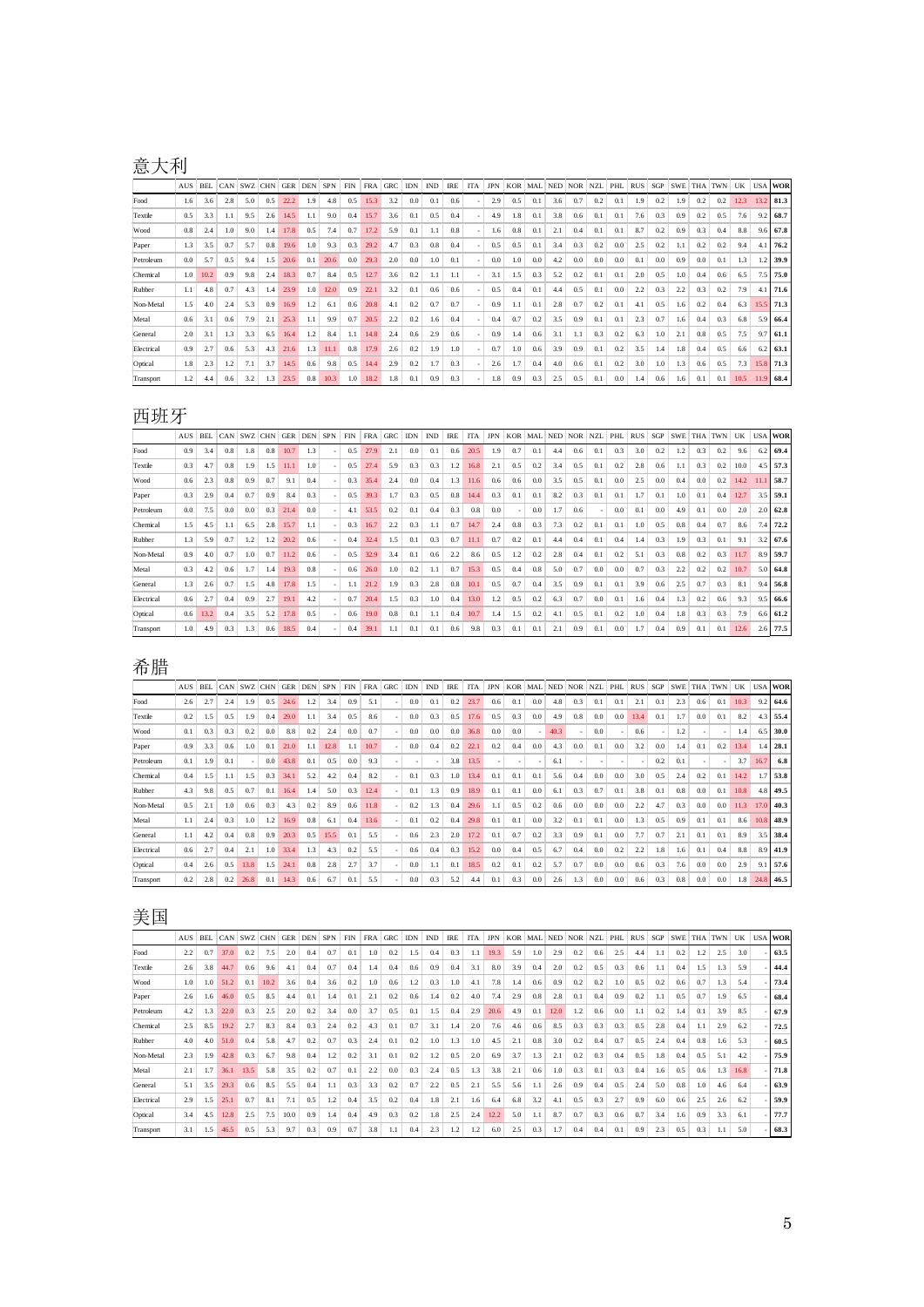## 意大利

| | AUS | BEL | CAN | SWZ | CHN | GER | DEN | SPN | FIN | FRA | GRC | IDN | IND | IRE | ITA | JPN | KOR | MAL | NED | NOR | NZL | PHL | RUS | SGP | SWE | THA | TWN | UK | USA | WOR |
|---|---|---|---|---|---|---|---|---|---|---|---|---|---|---|---|---|---|---|---|---|---|---|---|---|---|---|---|---|---|---|
| Food | 1.6 | 3.6 | 2.8 | 5.0 | 0.5 | 22.2 | 1.9 | 4.8 | 0.5 | 15.3 | 3.2 | 0.0 | 0.1 | 0.6 | - | 2.9 | 0.5 | 0.1 | 3.6 | 0.7 | 0.2 | 0.1 | 1.9 | 0.2 | 1.9 | 0.2 | 0.2 | 12.3 | 13.2 | 81.3 |
| Textile | 0.5 | 3.3 | 1.1 | 9.5 | 2.6 | 14.5 | 1.1 | 9.0 | 0.4 | 15.7 | 3.6 | 0.1 | 0.5 | 0.4 | - | 4.9 | 1.8 | 0.1 | 3.8 | 0.6 | 0.1 | 0.1 | 7.6 | 0.3 | 0.9 | 0.2 | 0.5 | 7.6 | 9.2 | 68.7 |
| Wood | 0.8 | 2.4 | 1.0 | 9.0 | 1.4 | 17.8 | 0.5 | 7.4 | 0.7 | 17.2 | 5.9 | 0.1 | 1.1 | 0.8 | - | 1.6 | 0.8 | 0.1 | 2.1 | 0.4 | 0.1 | 0.1 | 8.7 | 0.2 | 0.9 | 0.3 | 0.4 | 8.8 | 9.6 | 67.8 |
| Paper | 1.3 | 3.5 | 0.7 | 5.7 | 0.8 | 19.6 | 1.0 | 9.3 | 0.3 | 29.2 | 4.7 | 0.3 | 0.8 | 0.4 | - | 0.5 | 0.5 | 0.1 | 3.4 | 0.3 | 0.2 | 0.0 | 2.5 | 0.2 | 1.1 | 0.2 | 0.2 | 9.4 | 4.1 | 76.2 |
| Petroleum | 0.0 | 5.7 | 0.5 | 9.4 | 1.5 | 20.6 | 0.1 | 20.6 | 0.0 | 29.3 | 2.0 | 0.0 | 1.0 | 0.1 | - | 0.0 | 1.0 | 0.0 | 4.2 | 0.0 | 0.0 | 0.0 | 0.1 | 0.0 | 0.9 | 0.0 | 0.1 | 1.3 | 1.2 | 39.9 |
| Chemical | 1.0 | 10.2 | 0.9 | 9.8 | 2.4 | 18.3 | 0.7 | 8.4 | 0.5 | 12.7 | 3.6 | 0.2 | 1.1 | 1.1 | - | 3.1 | 1.5 | 0.3 | 5.2 | 0.2 | 0.1 | 0.1 | 2.0 | 0.5 | 1.0 | 0.4 | 0.6 | 6.5 | 7.5 | 75.0 |
| Rubber | 1.1 | 4.8 | 0.7 | 4.3 | 1.4 | 23.9 | 1.0 | 12.0 | 0.9 | 22.1 | 3.2 | 0.1 | 0.6 | 0.6 | - | 0.5 | 0.4 | 0.1 | 4.4 | 0.5 | 0.1 | 0.0 | 2.2 | 0.3 | 2.2 | 0.3 | 0.2 | 7.9 | 4.1 | 71.6 |
| Non-Metal | 1.5 | 4.0 | 2.4 | 5.3 | 0.9 | 16.9 | 1.2 | 6.1 | 0.6 | 20.8 | 4.1 | 0.2 | 0.7 | 0.7 | - | 0.9 | 1.1 | 0.1 | 2.8 | 0.7 | 0.2 | 0.1 | 4.1 | 0.5 | 1.6 | 0.2 | 0.4 | 6.3 | 15.5 | 71.3 |
| Metal | 0.6 | 3.1 | 0.6 | 7.9 | 2.1 | 25.3 | 1.1 | 9.9 | 0.7 | 20.5 | 2.2 | 0.2 | 1.6 | 0.4 | - | 0.4 | 0.7 | 0.2 | 3.5 | 0.9 | 0.1 | 0.1 | 2.3 | 0.7 | 1.6 | 0.4 | 0.3 | 6.8 | 5.9 | 66.4 |
| General | 2.0 | 3.1 | 1.3 | 3.3 | 6.5 | 16.4 | 1.2 | 8.4 | 1.1 | 14.8 | 2.4 | 0.6 | 2.9 | 0.6 | - | 0.9 | 1.4 | 0.6 | 3.1 | 1.1 | 0.3 | 0.2 | 6.3 | 1.0 | 2.1 | 0.8 | 0.5 | 7.5 | 9.7 | 61.1 |
| Electrical | 0.9 | 2.7 | 0.6 | 5.3 | 4.3 | 21.6 | 1.3 | 11.1 | 0.8 | 17.9 | 2.6 | 0.2 | 1.9 | 1.0 | - | 0.7 | 1.0 | 0.6 | 3.9 | 0.9 | 0.1 | 0.2 | 3.5 | 1.4 | 1.8 | 0.4 | 0.5 | 6.6 | 6.2 | 63.1 |
| Optical | 1.8 | 2.3 | 1.2 | 7.1 | 3.7 | 14.5 | 0.6 | 9.8 | 0.5 | 14.4 | 2.9 | 0.2 | 1.7 | 0.3 | - | 2.6 | 1.7 | 0.4 | 4.0 | 0.6 | 0.1 | 0.2 | 3.0 | 1.0 | 1.3 | 0.6 | 0.5 | 7.3 | 15.8 | 71.3 |
| Transport | 1.2 | 4.4 | 0.6 | 3.2 | 1.3 | 23.5 | 0.8 | 10.3 | 1.0 | 18.2 | 1.8 | 0.1 | 0.9 | 0.3 | - | 1.8 | 0.9 | 0.3 | 2.5 | 0.5 | 0.1 | 0.0 | 1.4 | 0.6 | 1.6 | 0.1 | 0.1 | 10.5 | 11.9 | 68.4 |

## 西班牙

| | AUS | BEL | CAN | SWZ | CHN | GER | DEN | SPN | FIN | FRA | GRC | IDN | IND | IRE | ITA | JPN | KOR | MAL | NED | NOR | NZL | PHL | RUS | SGP | SWE | THA | TWN | UK | USA | WOR |
|---|---|---|---|---|---|---|---|---|---|---|---|---|---|---|---|---|---|---|---|---|---|---|---|---|---|---|---|---|---|---|
| Food | 0.9 | 3.4 | 0.8 | 1.8 | 0.8 | 10.7 | 1.3 | - | 0.5 | 27.9 | 2.1 | 0.0 | 0.1 | 0.6 | 20.5 | 1.9 | 0.7 | 0.1 | 4.4 | 0.6 | 0.1 | 0.3 | 3.0 | 0.2 | 1.2 | 0.3 | 0.2 | 9.6 | 6.2 | 69.4 |
| Textile | 0.3 | 4.7 | 0.8 | 1.9 | 1.5 | 11.1 | 1.0 | - | 0.5 | 27.4 | 5.9 | 0.3 | 0.3 | 1.2 | 16.8 | 2.1 | 0.5 | 0.2 | 3.4 | 0.5 | 0.1 | 0.2 | 2.8 | 0.6 | 1.1 | 0.3 | 0.2 | 10.0 | 4.5 | 57.3 |
| Wood | 0.6 | 2.3 | 0.8 | 0.9 | 0.7 | 9.1 | 0.4 | - | 0.3 | 35.4 | 2.4 | 0.0 | 0.4 | 1.3 | 11.6 | 0.6 | 0.6 | 0.0 | 3.5 | 0.5 | 0.1 | 0.0 | 2.5 | 0.0 | 0.4 | 0.0 | 0.2 | 14.2 | 11.1 | 58.7 |
| Paper | 0.3 | 2.9 | 0.4 | 0.7 | 0.9 | 8.4 | 0.3 | - | 0.5 | 39.3 | 1.7 | 0.3 | 0.5 | 0.8 | 14.4 | 0.3 | 0.1 | 0.1 | 8.2 | 0.3 | 0.1 | 0.1 | 1.7 | 0.1 | 1.0 | 0.1 | 0.4 | 12.7 | 3.5 | 59.1 |
| Petroleum | 0.0 | 7.5 | 0.0 | 0.0 | 0.3 | 21.4 | 0.0 | - | 4.1 | 53.5 | 0.2 | 0.1 | 0.4 | 0.3 | 0.8 | 0.0 | - | 0.0 | 1.7 | 0.6 | - | 0.0 | 0.1 | 0.0 | 4.9 | 0.1 | 0.0 | 2.0 | 2.0 | 62.8 |
| Chemical | 1.5 | 4.5 | 1.1 | 6.5 | 2.8 | 15.7 | 1.1 | - | 0.3 | 16.7 | 2.2 | 0.3 | 1.1 | 0.7 | 14.7 | 2.4 | 0.8 | 0.3 | 7.3 | 0.2 | 0.1 | 0.1 | 1.0 | 0.5 | 0.8 | 0.4 | 0.7 | 8.6 | 7.4 | 72.2 |
| Rubber | 1.3 | 5.9 | 0.7 | 1.2 | 1.2 | 20.2 | 0.6 | - | 0.4 | 32.4 | 1.5 | 0.1 | 0.3 | 0.7 | 11.1 | 0.7 | 0.2 | 0.1 | 4.4 | 0.4 | 0.1 | 0.4 | 1.4 | 0.3 | 1.9 | 0.3 | 0.1 | 9.1 | 3.2 | 67.6 |
| Non-Metal | 0.9 | 4.0 | 0.7 | 1.0 | 0.7 | 11.2 | 0.6 | - | 0.5 | 32.9 | 3.4 | 0.1 | 0.6 | 2.2 | 8.6 | 0.5 | 1.2 | 0.2 | 2.8 | 0.4 | 0.1 | 0.2 | 5.1 | 0.3 | 0.8 | 0.2 | 0.3 | 11.7 | 8.9 | 59.7 |
| Metal | 0.3 | 4.2 | 0.6 | 1.7 | 1.4 | 19.3 | 0.8 | - | 0.6 | 26.0 | 1.0 | 0.2 | 1.1 | 0.7 | 15.3 | 0.5 | 0.4 | 0.8 | 5.0 | 0.7 | 0.0 | 0.0 | 0.7 | 0.3 | 2.2 | 0.2 | 0.2 | 10.7 | 5.0 | 64.8 |
| General | 1.3 | 2.6 | 0.7 | 1.5 | 4.8 | 17.8 | 1.5 | - | 1.1 | 21.2 | 1.9 | 0.3 | 2.8 | 0.8 | 10.1 | 0.5 | 0.7 | 0.4 | 3.5 | 0.9 | 0.1 | 0.1 | 3.9 | 0.6 | 2.5 | 0.7 | 0.3 | 8.1 | 9.4 | 56.8 |
| Electrical | 0.6 | 2.7 | 0.4 | 0.9 | 2.7 | 19.1 | 4.2 | - | 0.7 | 20.4 | 1.5 | 0.3 | 1.0 | 0.4 | 13.0 | 1.2 | 0.5 | 0.2 | 6.3 | 0.7 | 0.0 | 0.1 | 1.6 | 0.4 | 1.3 | 0.2 | 0.6 | 9.3 | 9.5 | 66.6 |
| Optical | 0.6 | 13.2 | 0.4 | 3.5 | 5.2 | 17.8 | 0.5 | - | 0.6 | 19.0 | 0.8 | 0.1 | 1.1 | 0.4 | 10.7 | 1.4 | 1.5 | 0.2 | 4.1 | 0.5 | 0.1 | 0.2 | 1.0 | 0.4 | 1.8 | 0.3 | 0.3 | 7.9 | 6.6 | 61.2 |
| Transport | 1.0 | 4.9 | 0.3 | 1.3 | 0.6 | 18.5 | 0.4 | - | 0.4 | 39.1 | 1.1 | 0.1 | 0.1 | 0.6 | 9.8 | 0.3 | 0.1 | 0.1 | 2.1 | 0.9 | 0.1 | 0.0 | 1.7 | 0.4 | 0.9 | 0.1 | 0.1 | 12.6 | 2.6 | 77.5 |

## 希腊

| | AUS | BEL | CAN | SWZ | CHN | GER | DEN | SPN | FIN | FRA | GRC | IDN | IND | IRE | ITA | JPN | KOR | MAL | NED | NOR | NZL | PHL | RUS | SGP | SWE | THA | TWN | UK | USA | WOR |
|---|---|---|---|---|---|---|---|---|---|---|---|---|---|---|---|---|---|---|---|---|---|---|---|---|---|---|---|---|---|---|
| Food | 2.6 | 2.7 | 2.4 | 1.9 | 0.5 | 24.6 | 1.2 | 3.4 | 0.9 | 5.1 | - | 0.0 | 0.1 | 0.2 | 23.7 | 0.6 | 0.1 | 0.0 | 4.8 | 0.3 | 0.1 | 0.1 | 2.1 | 0.1 | 2.3 | 0.6 | 0.1 | 10.3 | 9.2 | 64.6 |
| Textile | 0.2 | 1.5 | 0.5 | 1.9 | 0.4 | 29.0 | 1.1 | 3.4 | 0.5 | 8.6 | - | 0.0 | 0.3 | 0.5 | 17.6 | 0.5 | 0.3 | 0.0 | 4.9 | 0.8 | 0.0 | 0.0 | 13.4 | 0.1 | 1.7 | 0.0 | 0.1 | 8.2 | 4.3 | 55.4 |
| Wood | 0.1 | 0.3 | 0.3 | 0.2 | 0.0 | 8.8 | 0.2 | 2.4 | 0.0 | 0.7 | - | 0.0 | 0.0 | 0.0 | 36.8 | 0.0 | 0.0 | - | 40.3 | - | 0.0 | - | 0.6 | - | 1.2 | - | - | 1.4 | 6.5 | 30.0 |
| Paper | 0.9 | 3.3 | 0.6 | 1.0 | 0.1 | 21.0 | 1.1 | 12.8 | 1.1 | 10.7 | - | 0.0 | 0.4 | 0.2 | 22.1 | 0.2 | 0.4 | 0.0 | 4.3 | 0.0 | 0.1 | 0.0 | 3.2 | 0.0 | 1.4 | 0.1 | 0.2 | 13.4 | 1.4 | 28.1 |
| Petroleum | 0.1 | 1.9 | 0.1 | - | 0.0 | 43.8 | 0.1 | 0.5 | 0.0 | 9.3 | - | - | - | 3.8 | 13.5 | - | - | - | 6.1 | - | - | - | - | 0.2 | 0.1 | - | - | 3.7 | 16.7 | 6.8 |
| Chemical | 0.4 | 1.5 | 1.1 | 1.5 | 0.3 | 34.1 | 5.2 | 4.2 | 0.4 | 8.2 | - | 0.1 | 0.3 | 1.0 | 13.4 | 0.1 | 0.1 | 0.1 | 5.6 | 0.4 | 0.0 | 0.0 | 3.0 | 0.5 | 2.4 | 0.2 | 0.1 | 14.2 | 1.7 | 53.8 |
| Rubber | 4.3 | 9.8 | 0.5 | 0.7 | 0.1 | 16.4 | 1.4 | 5.0 | 0.3 | 12.4 | - | 0.1 | 1.3 | 0.9 | 18.9 | 0.1 | 0.1 | 0.0 | 6.1 | 0.3 | 0.7 | 0.1 | 3.8 | 0.1 | 0.8 | 0.0 | 0.1 | 10.8 | 4.8 | 49.5 |
| Non-Metal | 0.5 | 2.1 | 1.0 | 0.6 | 0.3 | 4.3 | 0.2 | 8.9 | 0.6 | 11.8 | - | 0.2 | 1.3 | 0.4 | 29.6 | 1.1 | 0.5 | 0.2 | 0.6 | 0.0 | 0.0 | 0.0 | 2.2 | 4.7 | 0.3 | 0.0 | 0.0 | 11.3 | 17.0 | 40.3 |
| Metal | 1.1 | 2.4 | 0.3 | 1.0 | 1.2 | 16.9 | 0.8 | 6.1 | 0.4 | 13.6 | - | 0.1 | 0.2 | 0.4 | 29.8 | 0.1 | 0.1 | 0.0 | 3.2 | 0.1 | 0.1 | 0.0 | 1.3 | 0.5 | 0.9 | 0.1 | 0.1 | 8.6 | 10.8 | 48.9 |
| General | 1.1 | 4.2 | 0.4 | 0.8 | 0.9 | 20.3 | 0.5 | 15.5 | 0.1 | 5.5 | - | 0.6 | 2.3 | 2.0 | 17.2 | 0.1 | 0.7 | 0.2 | 3.3 | 0.9 | 0.1 | 0.0 | 7.7 | 0.7 | 2.1 | 0.1 | 0.1 | 8.9 | 3.5 | 38.4 |
| Electrical | 0.6 | 2.7 | 0.4 | 2.1 | 1.0 | 33.4 | 1.3 | 4.3 | 0.2 | 5.5 | - | 0.6 | 0.4 | 0.3 | 15.2 | 0.0 | 0.4 | 0.5 | 6.7 | 0.4 | 0.0 | 0.2 | 2.2 | 1.8 | 1.6 | 0.1 | 0.4 | 8.8 | 8.9 | 41.9 |
| Optical | 0.4 | 2.6 | 0.5 | 13.8 | 1.5 | 24.1 | 0.8 | 2.8 | 2.7 | 3.7 | - | 0.0 | 1.1 | 0.1 | 18.5 | 0.2 | 0.1 | 0.2 | 5.7 | 0.7 | 0.0 | 0.0 | 0.6 | 0.3 | 7.6 | 0.0 | 0.0 | 2.9 | 9.1 | 57.6 |
| Transport | 0.2 | 2.8 | 0.2 | 26.8 | 0.1 | 14.3 | 0.6 | 6.7 | 0.1 | 5.5 | - | 0.0 | 0.3 | 5.2 | 4.4 | 0.1 | 0.3 | 0.0 | 2.6 | 1.3 | 0.0 | 0.0 | 0.6 | 0.3 | 0.8 | 0.0 | 0.0 | 1.8 | 24.8 | 46.5 |

## 美国

| | AUS | BEL | CAN | SWZ | CHN | GER | DEN | SPN | FIN | FRA | GRC | IDN | IND | IRE | ITA | JPN | KOR | MAL | NED | NOR | NZL | PHL | RUS | SGP | SWE | THA | TWN | UK | USA | WOR |
|---|---|---|---|---|---|---|---|---|---|---|---|---|---|---|---|---|---|---|---|---|---|---|---|---|---|---|---|---|---|---|
| Food | 2.2 | 0.7 | 37.0 | 0.2 | 7.5 | 2.0 | 0.4 | 0.7 | 0.1 | 1.0 | 0.2 | 1.5 | 0.4 | 0.3 | 1.1 | 19.3 | 5.9 | 1.0 | 2.9 | 0.2 | 0.6 | 2.5 | 4.4 | 1.1 | 0.2 | 1.2 | 2.5 | 3.0 | - | 63.5 |
| Textile | 2.6 | 3.8 | 44.7 | 0.6 | 9.6 | 4.1 | 0.4 | 0.7 | 0.4 | 1.4 | 0.4 | 0.6 | 0.9 | 0.4 | 3.1 | 8.0 | 3.9 | 0.4 | 2.0 | 0.2 | 0.5 | 0.3 | 0.6 | 1.1 | 0.4 | 1.5 | 1.3 | 5.9 | - | 44.4 |
| Wood | 1.0 | 1.0 | 51.2 | 0.1 | 10.2 | 3.6 | 0.4 | 3.6 | 0.2 | 1.0 | 0.6 | 1.2 | 0.3 | 1.0 | 4.1 | 7.8 | 1.4 | 0.6 | 0.9 | 0.2 | 0.2 | 1.0 | 0.5 | 0.2 | 0.6 | 0.7 | 1.3 | 5.4 | - | 73.4 |
| Paper | 2.6 | 1.6 | 46.0 | 0.5 | 8.5 | 4.4 | 0.1 | 1.4 | 0.1 | 2.1 | 0.2 | 0.6 | 1.4 | 0.2 | 4.0 | 7.4 | 2.9 | 0.8 | 2.8 | 0.1 | 0.4 | 0.9 | 0.2 | 1.1 | 0.5 | 0.7 | 1.9 | 6.5 | - | 68.4 |
| Petroleum | 4.2 | 1.3 | 22.0 | 0.3 | 2.5 | 2.0 | 0.2 | 3.4 | 0.0 | 3.7 | 0.5 | 0.1 | 1.5 | 0.4 | 2.9 | 20.6 | 4.9 | 0.1 | 12.0 | 1.2 | 0.6 | 0.0 | 1.1 | 0.2 | 1.4 | 0.1 | 3.9 | 8.5 | - | 67.9 |
| Chemical | 2.5 | 8.5 | 19.2 | 2.7 | 8.3 | 8.4 | 0.3 | 2.4 | 0.2 | 4.3 | 0.1 | 0.7 | 3.1 | 1.4 | 2.0 | 7.6 | 4.6 | 0.6 | 8.5 | 0.3 | 0.3 | 0.3 | 0.5 | 2.8 | 0.4 | 1.1 | 2.9 | 6.2 | - | 72.5 |
| Rubber | 4.0 | 4.0 | 51.0 | 0.4 | 5.8 | 4.7 | 0.2 | 0.7 | 0.3 | 2.4 | 0.1 | 0.2 | 1.0 | 1.3 | 1.0 | 4.5 | 2.1 | 0.8 | 3.0 | 0.2 | 0.4 | 0.7 | 0.5 | 2.4 | 0.4 | 0.8 | 1.6 | 5.3 | - | 60.5 |
| Non-Metal | 2.3 | 1.9 | 42.8 | 0.3 | 6.7 | 9.8 | 0.4 | 1.2 | 0.2 | 3.1 | 0.1 | 0.2 | 1.2 | 0.5 | 2.0 | 6.9 | 3.7 | 1.3 | 2.1 | 0.2 | 0.3 | 0.4 | 0.5 | 1.8 | 0.4 | 0.5 | 5.1 | 4.2 | - | 75.9 |
| Metal | 2.1 | 1.7 | 36.1 | 13.5 | 5.8 | 3.5 | 0.2 | 0.7 | 0.1 | 2.2 | 0.0 | 0.3 | 2.4 | 0.5 | 1.3 | 3.8 | 2.1 | 0.6 | 1.0 | 0.3 | 0.1 | 0.3 | 0.4 | 1.6 | 0.5 | 0.6 | 1.3 | 16.8 | - | 71.8 |
| General | 5.1 | 3.5 | 29.3 | 0.6 | 8.5 | 5.5 | 0.4 | 1.1 | 0.3 | 3.3 | 0.2 | 0.7 | 2.2 | 0.5 | 2.1 | 5.5 | 5.6 | 1.1 | 2.6 | 0.9 | 0.4 | 0.5 | 2.4 | 5.0 | 0.8 | 1.0 | 4.6 | 6.4 | - | 63.9 |
| Electrical | 2.9 | 1.5 | 25.1 | 0.7 | 8.1 | 7.1 | 0.5 | 1.2 | 0.4 | 3.5 | 0.2 | 0.4 | 1.8 | 2.1 | 1.6 | 6.4 | 6.8 | 3.2 | 4.1 | 0.5 | 0.3 | 2.7 | 0.9 | 6.0 | 0.6 | 2.5 | 2.6 | 6.2 | - | 59.9 |
| Optical | 3.4 | 4.5 | 12.8 | 2.5 | 7.5 | 10.0 | 0.9 | 1.4 | 0.4 | 4.9 | 0.3 | 0.2 | 1.8 | 2.5 | 2.4 | 12.2 | 5.0 | 1.1 | 8.7 | 0.7 | 0.3 | 0.6 | 0.7 | 3.4 | 1.6 | 0.9 | 3.3 | 6.1 | - | 77.7 |
| Transport | 3.1 | 1.5 | 46.5 | 0.5 | 5.3 | 9.7 | 0.3 | 0.9 | 0.7 | 3.8 | 1.1 | 0.4 | 2.3 | 1.2 | 1.2 | 6.0 | 2.5 | 0.3 | 1.7 | 0.4 | 0.4 | 0.1 | 0.9 | 2.3 | 0.5 | 0.3 | 1.1 | 5.0 | - | 68.3 |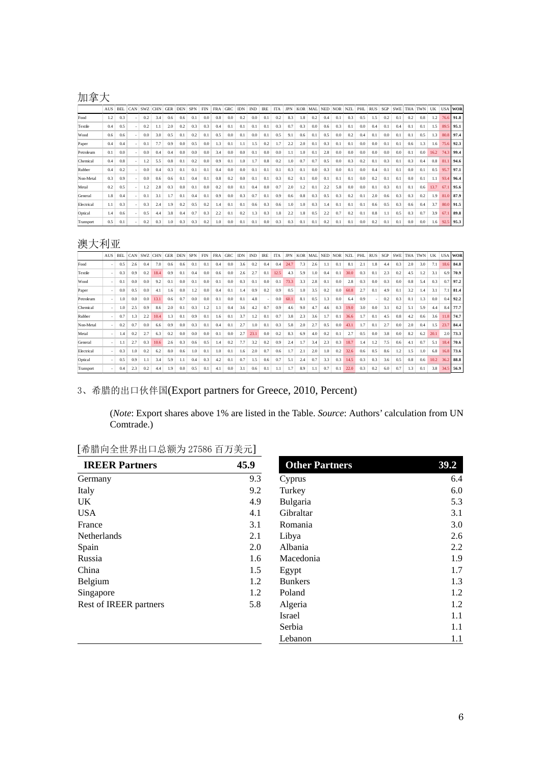## 加拿大

| | AUS | BEL | CAN | SWZ | CHN | GER | DEN | SPN | FIN | FRA | GRC | IDN | IND | IRE | ITA | JPN | KOR | MAL | NED | NOR | NZL | PHL | RUS | SGP | SWE | THA | TWN | UK | USA | WOR |
|---|---|---|---|---|---|---|---|---|---|---|---|---|---|---|---|---|---|---|---|---|---|---|---|---|---|---|---|---|---|---|
| Food | 1.2 | 0.3 | - | 0.2 | 3.4 | 0.6 | 0.6 | 0.1 | 0.0 | 0.8 | 0.0 | 0.2 | 0.0 | 0.1 | 0.2 | 8.3 | 1.8 | 0.2 | 0.4 | 0.1 | 0.3 | 0.5 | 1.5 | 0.2 | 0.1 | 0.2 | 0.8 | 1.2 | 76.6 | 91.8 |
| Textile | 0.4 | 0.5 | - | 0.2 | 1.1 | 2.0 | 0.2 | 0.3 | 0.3 | 0.4 | 0.1 | 0.1 | 0.1 | 0.1 | 0.3 | 0.7 | 0.3 | 0.0 | 0.6 | 0.3 | 0.1 | 0.0 | 0.4 | 0.1 | 0.4 | 0.1 | 0.1 | 1.5 | 89.5 | 95.1 |
| Wood | 0.6 | 0.6 | - | 0.0 | 3.0 | 0.5 | 0.1 | 0.2 | 0.1 | 0.5 | 0.0 | 0.1 | 0.0 | 0.1 | 0.5 | 9.1 | 0.6 | 0.1 | 0.5 | 0.0 | 0.2 | 0.4 | 0.1 | 0.0 | 0.1 | 0.1 | 0.5 | 1.3 | 80.8 | 97.4 |
| Paper | 0.4 | 0.4 | - | 0.1 | 7.7 | 0.9 | 0.0 | 0.5 | 0.0 | 1.3 | 0.1 | 1.1 | 1.5 | 0.2 | 1.7 | 2.2 | 2.0 | 0.1 | 0.3 | 0.1 | 0.1 | 0.0 | 0.0 | 0.1 | 0.1 | 0.6 | 1.3 | 1.6 | 75.6 | 92.3 |
| Petroleum | 0.1 | 0.0 | - | 0.0 | 0.4 | 0.4 | 0.0 | 0.0 | 0.0 | 3.4 | 0.0 | 0.0 | 0.1 | 0.0 | 0.0 | 1.1 | 1.0 | 0.1 | 2.8 | 0.0 | 0.0 | 0.0 | 0.0 | 0.0 | 0.0 | 0.1 | 0.0 | 16.2 | 74.3 | 99.4 |
| Chemical | 0.4 | 0.8 | - | 1.2 | 5.5 | 0.8 | 0.1 | 0.2 | 0.0 | 0.9 | 0.1 | 1.0 | 1.7 | 0.8 | 0.2 | 1.0 | 0.7 | 0.7 | 0.5 | 0.0 | 0.3 | 0.2 | 0.1 | 0.3 | 0.1 | 0.3 | 0.4 | 0.8 | 81.1 | 94.6 |
| Rubber | 0.4 | 0.2 | - | 0.0 | 0.4 | 0.3 | 0.1 | 0.1 | 0.1 | 0.4 | 0.0 | 0.0 | 0.1 | 0.1 | 0.1 | 0.3 | 0.1 | 0.0 | 0.3 | 0.0 | 0.1 | 0.0 | 0.4 | 0.1 | 0.1 | 0.0 | 0.1 | 0.5 | 95.7 | 97.1 |
| Non-Metal | 0.3 | 0.9 | - | 0.0 | 0.6 | 0.6 | 0.1 | 0.4 | 0.1 | 0.8 | 0.2 | 0.0 | 0.1 | 0.1 | 0.3 | 0.2 | 0.1 | 0.0 | 0.1 | 0.1 | 0.1 | 0.0 | 0.2 | 0.1 | 0.1 | 0.0 | 0.1 | 1.1 | 93.4 | 96.4 |
| Metal | 0.2 | 0.5 | - | 1.2 | 2.8 | 0.3 | 0.0 | 0.1 | 0.0 | 0.2 | 0.0 | 0.1 | 0.4 | 0.0 | 0.7 | 2.0 | 1.2 | 0.1 | 2.2 | 5.8 | 0.0 | 0.0 | 0.1 | 0.3 | 0.1 | 0.1 | 0.6 | 13.7 | 67.1 | 95.6 |
| General | 1.8 | 0.4 | - | 0.1 | 3.1 | 1.7 | 0.1 | 0.4 | 0.1 | 0.9 | 0.0 | 0.3 | 0.7 | 0.1 | 0.9 | 0.6 | 0.8 | 0.3 | 0.5 | 0.3 | 0.2 | 0.1 | 2.0 | 0.6 | 0.3 | 0.3 | 0.2 | 1.9 | 81.0 | 87.9 |
| Electrical | 1.1 | 0.3 | - | 0.3 | 2.4 | 1.9 | 0.2 | 0.5 | 0.2 | 1.4 | 0.1 | 0.1 | 0.6 | 0.3 | 0.6 | 1.0 | 1.0 | 0.3 | 1.4 | 0.1 | 0.1 | 0.1 | 0.6 | 0.5 | 0.3 | 0.6 | 0.4 | 3.7 | 80.0 | 91.5 |
| Optical | 1.4 | 0.6 | - | 0.5 | 4.4 | 3.8 | 0.4 | 0.7 | 0.3 | 2.2 | 0.1 | 0.2 | 1.3 | 0.3 | 1.8 | 2.2 | 1.8 | 0.5 | 2.2 | 0.7 | 0.2 | 0.1 | 0.8 | 1.1 | 0.5 | 0.3 | 0.7 | 3.9 | 67.1 | 89.8 |
| Transport | 0.5 | 0.1 | - | 0.2 | 0.3 | 1.0 | 0.3 | 0.3 | 0.2 | 1.0 | 0.0 | 0.1 | 0.1 | 0.0 | 0.3 | 0.3 | 0.1 | 0.1 | 0.2 | 0.1 | 0.1 | 0.0 | 0.2 | 0.1 | 0.1 | 0.0 | 0.0 | 1.6 | 92.5 | 95.3 |

## 澳大利亚

| | AUS | BEL | CAN | SWZ | CHN | GER | DEN | SPN | FIN | FRA | GRC | IDN | IND | IRE | ITA | JPN | KOR | MAL | NED | NOR | NZL | PHL | RUS | SGP | SWE | THA | TWN | UK | USA | WOR |
|---|---|---|---|---|---|---|---|---|---|---|---|---|---|---|---|---|---|---|---|---|---|---|---|---|---|---|---|---|---|---|
| Food | - | 0.5 | 2.6 | 0.4 | 7.0 | 0.6 | 0.6 | 0.1 | 0.1 | 0.4 | 0.0 | 3.6 | 0.2 | 0.4 | 0.4 | 24.7 | 7.3 | 2.6 | 1.1 | 0.1 | 8.1 | 2.1 | 1.8 | 4.4 | 0.3 | 2.0 | 3.0 | 7.1 | 18.6 | 84.8 |
| Textile | - | 0.3 | 0.9 | 0.2 | 18.4 | 0.9 | 0.1 | 0.4 | 0.0 | 0.6 | 0.0 | 2.6 | 2.7 | 0.1 | 12.5 | 4.3 | 5.9 | 1.0 | 0.4 | 0.1 | 30.0 | 0.3 | 0.1 | 2.3 | 0.2 | 4.5 | 1.2 | 3.1 | 6.9 | 70.9 |
| Wood | - | 0.1 | 0.0 | 0.0 | 9.2 | 0.1 | 0.0 | 0.1 | 0.0 | 0.1 | 0.0 | 0.3 | 0.1 | 0.0 | 0.1 | 73.3 | 3.3 | 2.8 | 0.1 | 0.0 | 2.8 | 0.3 | 0.0 | 0.3 | 0.0 | 0.8 | 5.4 | 0.3 | 0.7 | 97.2 |
| Paper | - | 0.0 | 0.5 | 0.0 | 4.1 | 1.6 | 0.0 | 1.2 | 0.0 | 0.4 | 0.1 | 1.4 | 0.9 | 0.2 | 0.9 | 0.5 | 1.0 | 3.5 | 0.2 | 0.0 | 60.8 | 2.7 | 0.1 | 4.9 | 0.1 | 3.2 | 1.4 | 3.1 | 7.1 | 81.4 |
| Petroleum | - | 1.0 | 0.0 | 0.0 | 13.1 | 0.6 | 0.7 | 0.0 | 0.0 | 0.1 | 0.0 | 0.1 | 4.8 | - | 0.0 | 60.1 | 8.1 | 0.5 | 1.3 | 0.0 | 6.4 | 0.9 | - | 0.2 | 0.3 | 0.1 | 1.3 | 0.0 | 0.4 | 92.2 |
| Chemical | - | 1.0 | 2.5 | 0.9 | 8.6 | 2.0 | 0.1 | 0.3 | 1.2 | 1.1 | 0.4 | 3.6 | 4.2 | 0.7 | 0.9 | 4.6 | 9.0 | 4.7 | 4.6 | 0.3 | 19.0 | 3.0 | 0.0 | 3.1 | 0.2 | 5.1 | 5.9 | 4.4 | 8.4 | 77.7 |
| Rubber | - | 0.7 | 1.3 | 2.2 | 10.4 | 1.3 | 0.1 | 0.9 | 0.1 | 1.6 | 0.1 | 3.7 | 1.2 | 0.1 | 0.7 | 3.8 | 2.3 | 3.6 | 1.7 | 0.1 | 36.6 | 1.7 | 0.1 | 4.5 | 0.8 | 4.2 | 0.6 | 3.6 | 11.8 | 74.7 |
| Non-Metal | - | 0.2 | 0.7 | 0.0 | 6.6 | 0.9 | 0.0 | 0.3 | 0.1 | 0.4 | 0.1 | 2.7 | 1.0 | 0.1 | 0.3 | 5.8 | 2.0 | 2.7 | 0.5 | 0.0 | 43.1 | 1.7 | 0.1 | 2.7 | 0.0 | 2.0 | 0.4 | 1.5 | 23.7 | 84.4 |
| Metal | - | 1.4 | 0.2 | 2.7 | 6.3 | 0.2 | 0.0 | 0.0 | 0.0 | 0.1 | 0.0 | 2.7 | 23.1 | 0.0 | 0.2 | 8.3 | 6.9 | 4.0 | 0.2 | 0.1 | 2.7 | 0.5 | 0.0 | 3.8 | 0.0 | 8.2 | 6.2 | 20.1 | 2.0 | 73.3 |
| General | - | 1.1 | 2.7 | 0.3 | 10.6 | 2.6 | 0.3 | 0.6 | 0.5 | 1.4 | 0.2 | 7.7 | 3.2 | 0.2 | 0.9 | 2.4 | 1.7 | 3.4 | 2.3 | 0.3 | 18.7 | 1.4 | 1.2 | 7.5 | 0.6 | 4.1 | 0.7 | 5.1 | 18.4 | 70.6 |
| Electrical | - | 0.3 | 1.0 | 0.2 | 6.2 | 8.0 | 0.6 | 1.0 | 0.1 | 1.0 | 0.1 | 1.6 | 2.0 | 0.7 | 0.6 | 1.7 | 2.1 | 2.0 | 1.0 | 0.2 | 32.6 | 0.6 | 0.5 | 8.6 | 1.2 | 1.5 | 1.0 | 6.8 | 16.8 | 73.6 |
| Optical | - | 0.5 | 0.9 | 1.1 | 3.4 | 5.9 | 1.1 | 0.4 | 0.3 | 4.2 | 0.1 | 0.7 | 1.5 | 0.6 | 0.7 | 5.1 | 2.4 | 0.7 | 3.3 | 0.3 | 14.5 | 0.3 | 0.3 | 3.6 | 0.5 | 0.8 | 0.6 | 10.2 | 36.2 | 88.8 |
| Transport | - | 0.4 | 2.3 | 0.2 | 4.4 | 1.9 | 0.0 | 0.5 | 0.1 | 4.1 | 0.0 | 3.1 | 0.6 | 0.1 | 1.1 | 1.7 | 8.9 | 1.1 | 0.7 | 0.1 | 22.0 | 0.3 | 0.2 | 6.0 | 0.7 | 1.3 | 0.1 | 3.8 | 34.5 | 56.9 |

## 3、希腊的出口伙伴国(Export partners for Greece, 2010, Percent)

(*Note*: Export shares above 1% are listed in the Table. *Source*: Authors' calculation from UN Comtrade.)

[希腊向全世界出口总额为 27586 百万美元]

| **IREER Partners** | **45.9** |
|---|---|
| Germany | 9.3 |
| Italy | 9.2 |
| UK | 4.9 |
| USA | 4.1 |
| France | 3.1 |
| Netherlands | 2.1 |
| Spain | 2.0 |
| Russia | 1.6 |
| China | 1.5 |
| Belgium | 1.2 |
| Singapore | 1.2 |
| Rest of IREER partners | 5.8 |

| **Other Partners** | **39.2** |
|---|---|
| Cyprus | 6.4 |
| Turkey | 6.0 |
| Bulgaria | 5.3 |
| Gibraltar | 3.1 |
| Romania | 3.0 |
| Libya | 2.6 |
| Albania | 2.2 |
| Macedonia | 1.9 |
| Egypt | 1.7 |
| Bunkers | 1.3 |
| Poland | 1.2 |
| Algeria | 1.2 |
| Israel | 1.1 |
| Serbia | 1.1 |
| Lebanon | 1.1 |